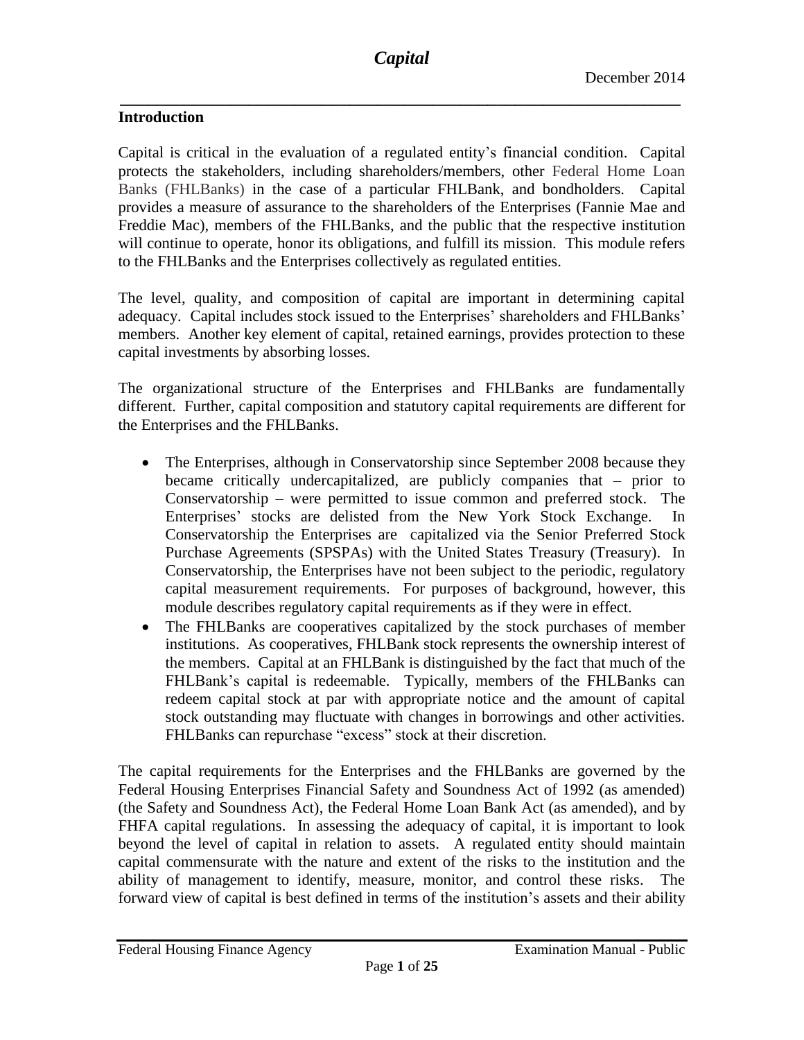# Capital

December 2014

## Introduction

Capital is critical in the evaluation of a regulated entity's financial condition. Capital protects the stakeholders, including shareholders/members, other Federal Home Loan Banks (FHLBanks) in the case of a particular FHLBank, and bondholders. Capital provides a measure of assurance to the shareholders of the Enterprises (Fannie Mae and Freddie Mac), members of the FHLBanks, and the public that the respective institution will continue to operate, honor its obligations, and fulfill its mission. This module refers to the FHLBanks and the Enterprises collectively as regulated entities.

The level, quality, and composition of capital are important in determining capital adequacy. Capital includes stock issued to the Enterprises' shareholders and FHLBanks' members. Another key element of capital, retained earnings, provides protection to these capital investments by absorbing losses.

The organizational structure of the Enterprises and FHLBanks are fundamentally different. Further, capital composition and statutory capital requirements are different for the Enterprises and the FHLBanks.

- The Enterprises, although in Conservatorship since September 2008 because they became critically undercapitalized, are publicly companies that – prior to Conservatorship – were permitted to issue common and preferred stock. The Enterprises' stocks are delisted from the New York Stock Exchange. In Conservatorship the Enterprises are capitalized via the Senior Preferred Stock Purchase Agreements (SPSPAs) with the United States Treasury (Treasury). In Conservatorship, the Enterprises have not been subject to the periodic, regulatory capital measurement requirements. For purposes of background, however, this module describes regulatory capital requirements as if they were in effect.
- The FHLBanks are cooperatives capitalized by the stock purchases of member institutions. As cooperatives, FHLBank stock represents the ownership interest of the members. Capital at an FHLBank is distinguished by the fact that much of the FHLBank's capital is redeemable. Typically, members of the FHLBanks can redeem capital stock at par with appropriate notice and the amount of capital stock outstanding may fluctuate with changes in borrowings and other activities. FHLBanks can repurchase "excess" stock at their discretion.

The capital requirements for the Enterprises and the FHLBanks are governed by the Federal Housing Enterprises Financial Safety and Soundness Act of 1992 (as amended) (the Safety and Soundness Act), the Federal Home Loan Bank Act (as amended), and by FHFA capital regulations. In assessing the adequacy of capital, it is important to look beyond the level of capital in relation to assets. A regulated entity should maintain capital commensurate with the nature and extent of the risks to the institution and the ability of management to identify, measure, monitor, and control these risks. The forward view of capital is best defined in terms of the institution's assets and their ability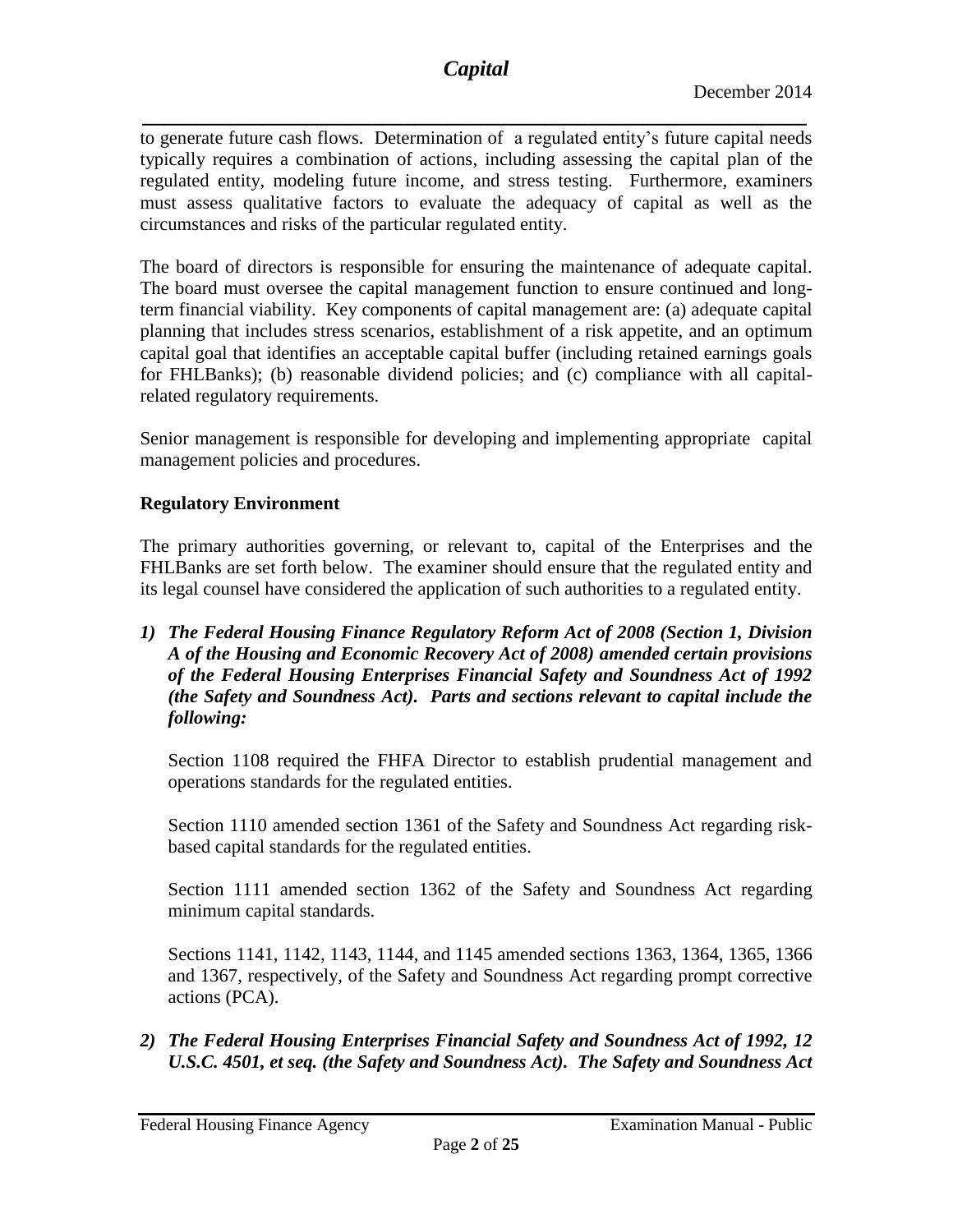to generate future cash flows. Determination of a regulated entity's future capital needs typically requires a combination of actions, including assessing the capital plan of the regulated entity, modeling future income, and stress testing. Furthermore, examiners must assess qualitative factors to evaluate the adequacy of capital as well as the circumstances and risks of the particular regulated entity.

The board of directors is responsible for ensuring the maintenance of adequate capital. The board must oversee the capital management function to ensure continued and long-term financial viability. Key components of capital management are: (a) adequate capital planning that includes stress scenarios, establishment of a risk appetite, and an optimum capital goal that identifies an acceptable capital buffer (including retained earnings goals for FHLBanks); (b) reasonable dividend policies; and (c) compliance with all capital-related regulatory requirements.

Senior management is responsible for developing and implementing appropriate capital management policies and procedures.

**Regulatory Environment**

The primary authorities governing, or relevant to, capital of the Enterprises and the FHLBanks are set forth below. The examiner should ensure that the regulated entity and its legal counsel have considered the application of such authorities to a regulated entity.

1) ***The Federal Housing Finance Regulatory Reform Act of 2008 (Section 1, Division A of the Housing and Economic Recovery Act of 2008) amended certain provisions of the Federal Housing Enterprises Financial Safety and Soundness Act of 1992 (the Safety and Soundness Act). Parts and sections relevant to capital include the following:***

   Section 1108 required the FHFA Director to establish prudential management and operations standards for the regulated entities.

   Section 1110 amended section 1361 of the Safety and Soundness Act regarding risk-based capital standards for the regulated entities.

   Section 1111 amended section 1362 of the Safety and Soundness Act regarding minimum capital standards.

   Sections 1141, 1142, 1143, 1144, and 1145 amended sections 1363, 1364, 1365, 1366 and 1367, respectively, of the Safety and Soundness Act regarding prompt corrective actions (PCA).

2) ***The Federal Housing Enterprises Financial Safety and Soundness Act of 1992, 12 U.S.C. 4501, et seq. (the Safety and Soundness Act). The Safety and Soundness Act***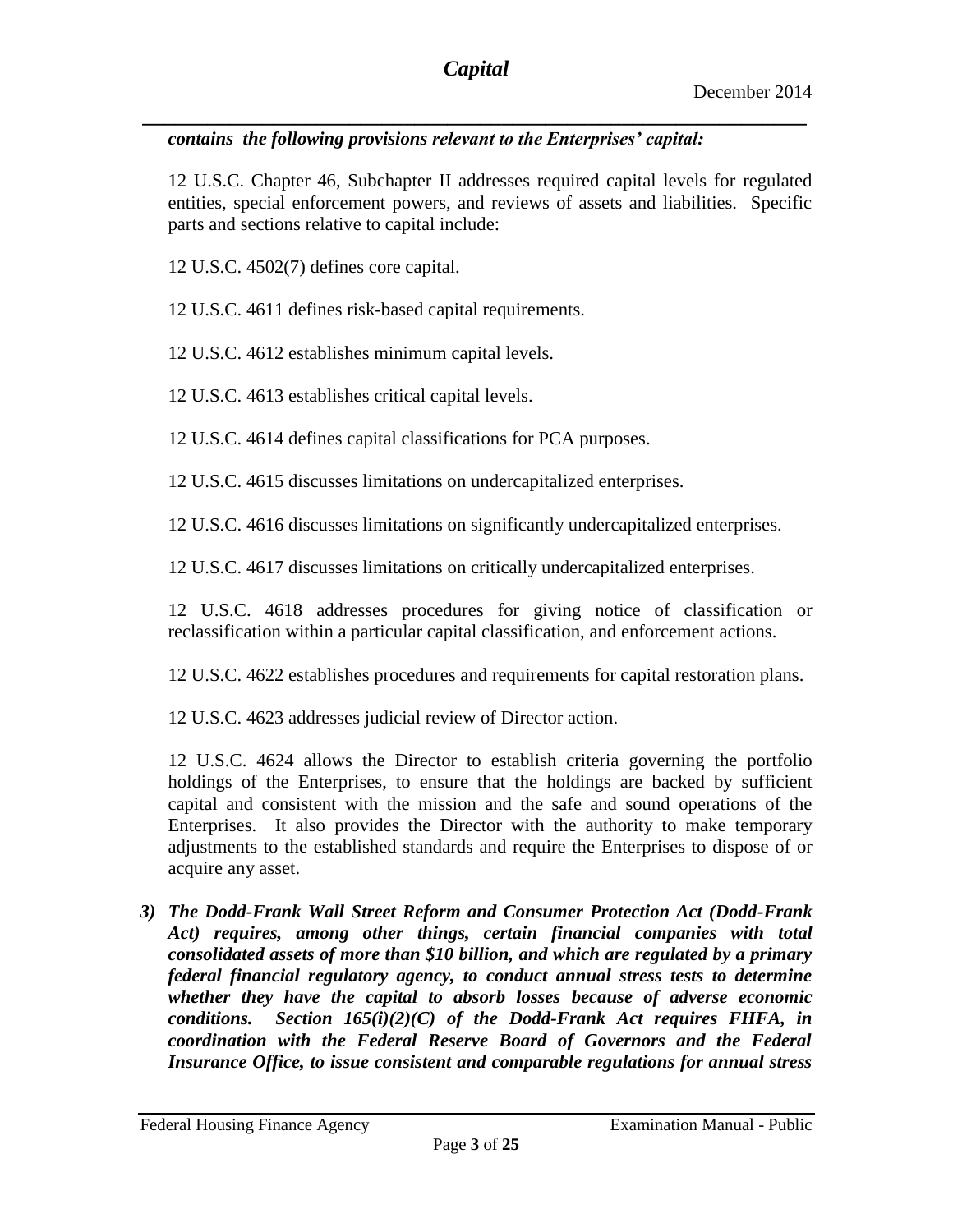***contains the following provisions relevant to the Enterprises' capital:***

12 U.S.C. Chapter 46, Subchapter II addresses required capital levels for regulated entities, special enforcement powers, and reviews of assets and liabilities. Specific parts and sections relative to capital include:

12 U.S.C. 4502(7) defines core capital.

12 U.S.C. 4611 defines risk-based capital requirements.

12 U.S.C. 4612 establishes minimum capital levels.

12 U.S.C. 4613 establishes critical capital levels.

12 U.S.C. 4614 defines capital classifications for PCA purposes.

12 U.S.C. 4615 discusses limitations on undercapitalized enterprises.

12 U.S.C. 4616 discusses limitations on significantly undercapitalized enterprises.

12 U.S.C. 4617 discusses limitations on critically undercapitalized enterprises.

12 U.S.C. 4618 addresses procedures for giving notice of classification or reclassification within a particular capital classification, and enforcement actions.

12 U.S.C. 4622 establishes procedures and requirements for capital restoration plans.

12 U.S.C. 4623 addresses judicial review of Director action.

12 U.S.C. 4624 allows the Director to establish criteria governing the portfolio holdings of the Enterprises, to ensure that the holdings are backed by sufficient capital and consistent with the mission and the safe and sound operations of the Enterprises. It also provides the Director with the authority to make temporary adjustments to the established standards and require the Enterprises to dispose of or acquire any asset.

3) ***The Dodd-Frank Wall Street Reform and Consumer Protection Act (Dodd-Frank Act) requires, among other things, certain financial companies with total consolidated assets of more than $10 billion, and which are regulated by a primary federal financial regulatory agency, to conduct annual stress tests to determine whether they have the capital to absorb losses because of adverse economic conditions. Section 165(i)(2)(C) of the Dodd-Frank Act requires FHFA, in coordination with the Federal Reserve Board of Governors and the Federal Insurance Office, to issue consistent and comparable regulations for annual stress***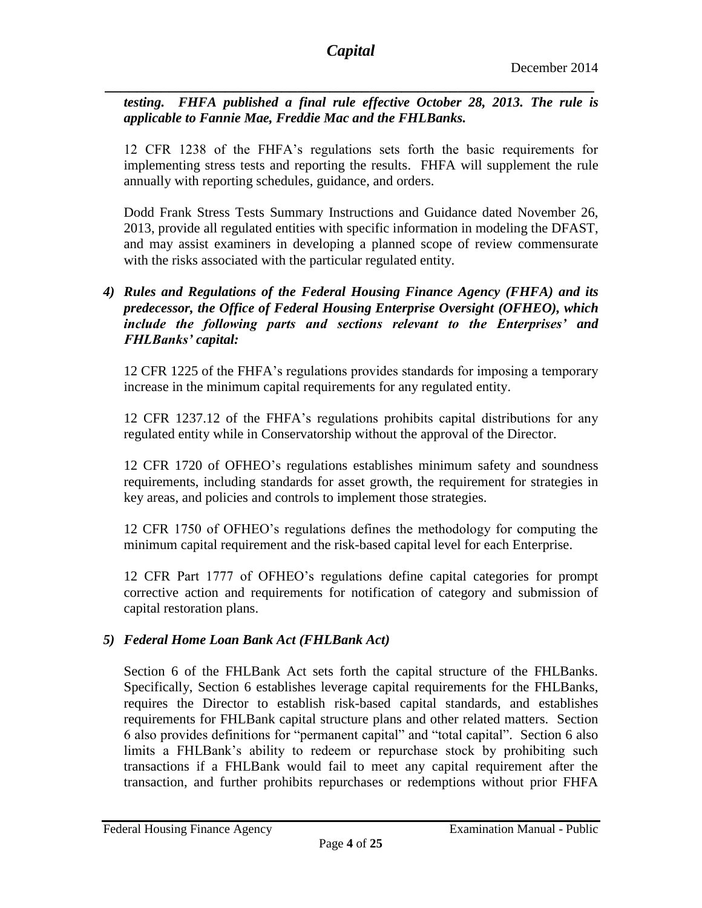***testing. FHFA published a final rule effective October 28, 2013. The rule is applicable to Fannie Mae, Freddie Mac and the FHLBanks.***

12 CFR 1238 of the FHFA's regulations sets forth the basic requirements for implementing stress tests and reporting the results. FHFA will supplement the rule annually with reporting schedules, guidance, and orders.

Dodd Frank Stress Tests Summary Instructions and Guidance dated November 26, 2013, provide all regulated entities with specific information in modeling the DFAST, and may assist examiners in developing a planned scope of review commensurate with the risks associated with the particular regulated entity.

4) ***Rules and Regulations of the Federal Housing Finance Agency (FHFA) and its predecessor, the Office of Federal Housing Enterprise Oversight (OFHEO), which include the following parts and sections relevant to the Enterprises' and FHLBanks' capital:***

   12 CFR 1225 of the FHFA's regulations provides standards for imposing a temporary increase in the minimum capital requirements for any regulated entity.

   12 CFR 1237.12 of the FHFA's regulations prohibits capital distributions for any regulated entity while in Conservatorship without the approval of the Director.

   12 CFR 1720 of OFHEO's regulations establishes minimum safety and soundness requirements, including standards for asset growth, the requirement for strategies in key areas, and policies and controls to implement those strategies.

   12 CFR 1750 of OFHEO's regulations defines the methodology for computing the minimum capital requirement and the risk-based capital level for each Enterprise.

   12 CFR Part 1777 of OFHEO's regulations define capital categories for prompt corrective action and requirements for notification of category and submission of capital restoration plans.

5) ***Federal Home Loan Bank Act (FHLBank Act)***

   Section 6 of the FHLBank Act sets forth the capital structure of the FHLBanks. Specifically, Section 6 establishes leverage capital requirements for the FHLBanks, requires the Director to establish risk-based capital standards, and establishes requirements for FHLBank capital structure plans and other related matters. Section 6 also provides definitions for "permanent capital" and "total capital". Section 6 also limits a FHLBank's ability to redeem or repurchase stock by prohibiting such transactions if a FHLBank would fail to meet any capital requirement after the transaction, and further prohibits repurchases or redemptions without prior FHFA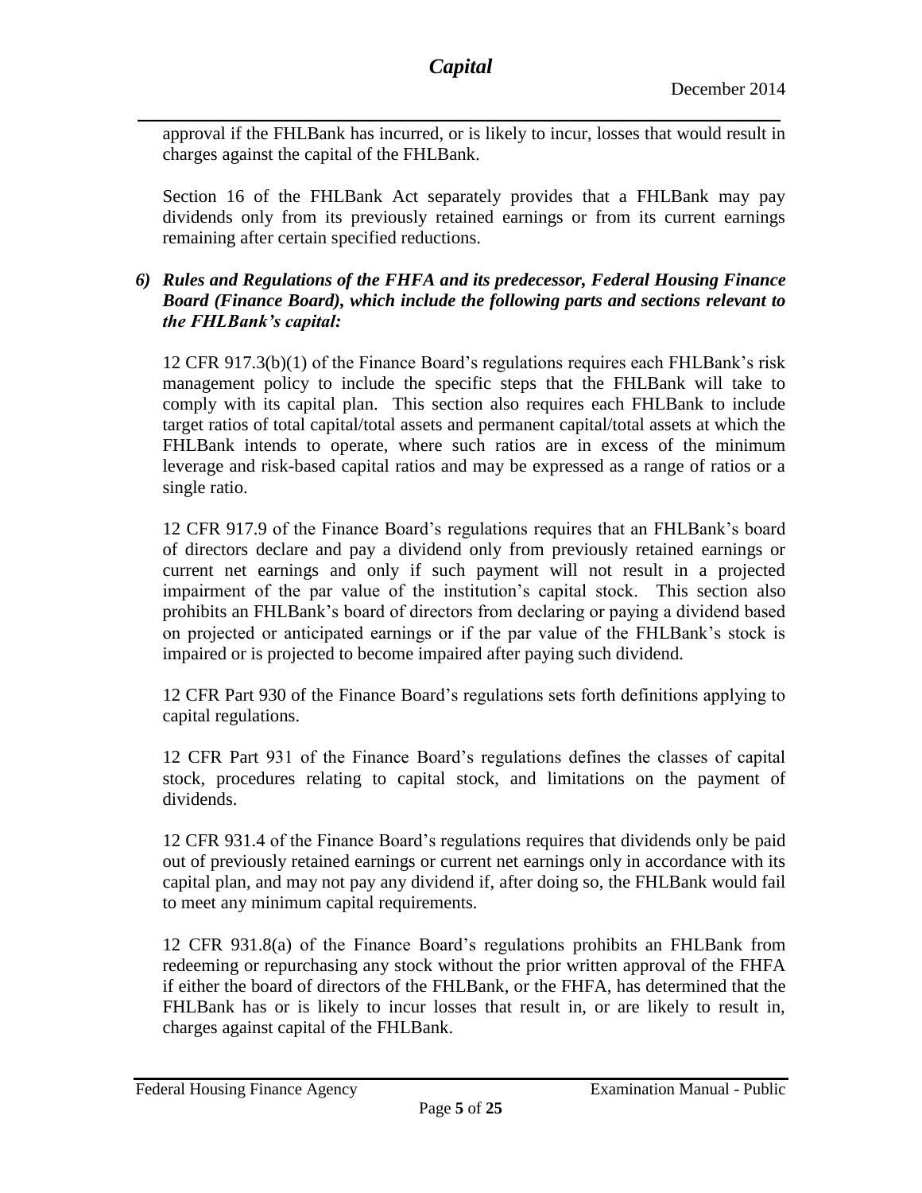approval if the FHLBank has incurred, or is likely to incur, losses that would result in charges against the capital of the FHLBank.

Section 16 of the FHLBank Act separately provides that a FHLBank may pay dividends only from its previously retained earnings or from its current earnings remaining after certain specified reductions.

***6) Rules and Regulations of the FHFA and its predecessor, Federal Housing Finance Board (Finance Board), which include the following parts and sections relevant to the FHLBank's capital:***

12 CFR 917.3(b)(1) of the Finance Board's regulations requires each FHLBank's risk management policy to include the specific steps that the FHLBank will take to comply with its capital plan. This section also requires each FHLBank to include target ratios of total capital/total assets and permanent capital/total assets at which the FHLBank intends to operate, where such ratios are in excess of the minimum leverage and risk-based capital ratios and may be expressed as a range of ratios or a single ratio.

12 CFR 917.9 of the Finance Board's regulations requires that an FHLBank's board of directors declare and pay a dividend only from previously retained earnings or current net earnings and only if such payment will not result in a projected impairment of the par value of the institution's capital stock. This section also prohibits an FHLBank's board of directors from declaring or paying a dividend based on projected or anticipated earnings or if the par value of the FHLBank's stock is impaired or is projected to become impaired after paying such dividend.

12 CFR Part 930 of the Finance Board's regulations sets forth definitions applying to capital regulations.

12 CFR Part 931 of the Finance Board's regulations defines the classes of capital stock, procedures relating to capital stock, and limitations on the payment of dividends.

12 CFR 931.4 of the Finance Board's regulations requires that dividends only be paid out of previously retained earnings or current net earnings only in accordance with its capital plan, and may not pay any dividend if, after doing so, the FHLBank would fail to meet any minimum capital requirements.

12 CFR 931.8(a) of the Finance Board's regulations prohibits an FHLBank from redeeming or repurchasing any stock without the prior written approval of the FHFA if either the board of directors of the FHLBank, or the FHFA, has determined that the FHLBank has or is likely to incur losses that result in, or are likely to result in, charges against capital of the FHLBank.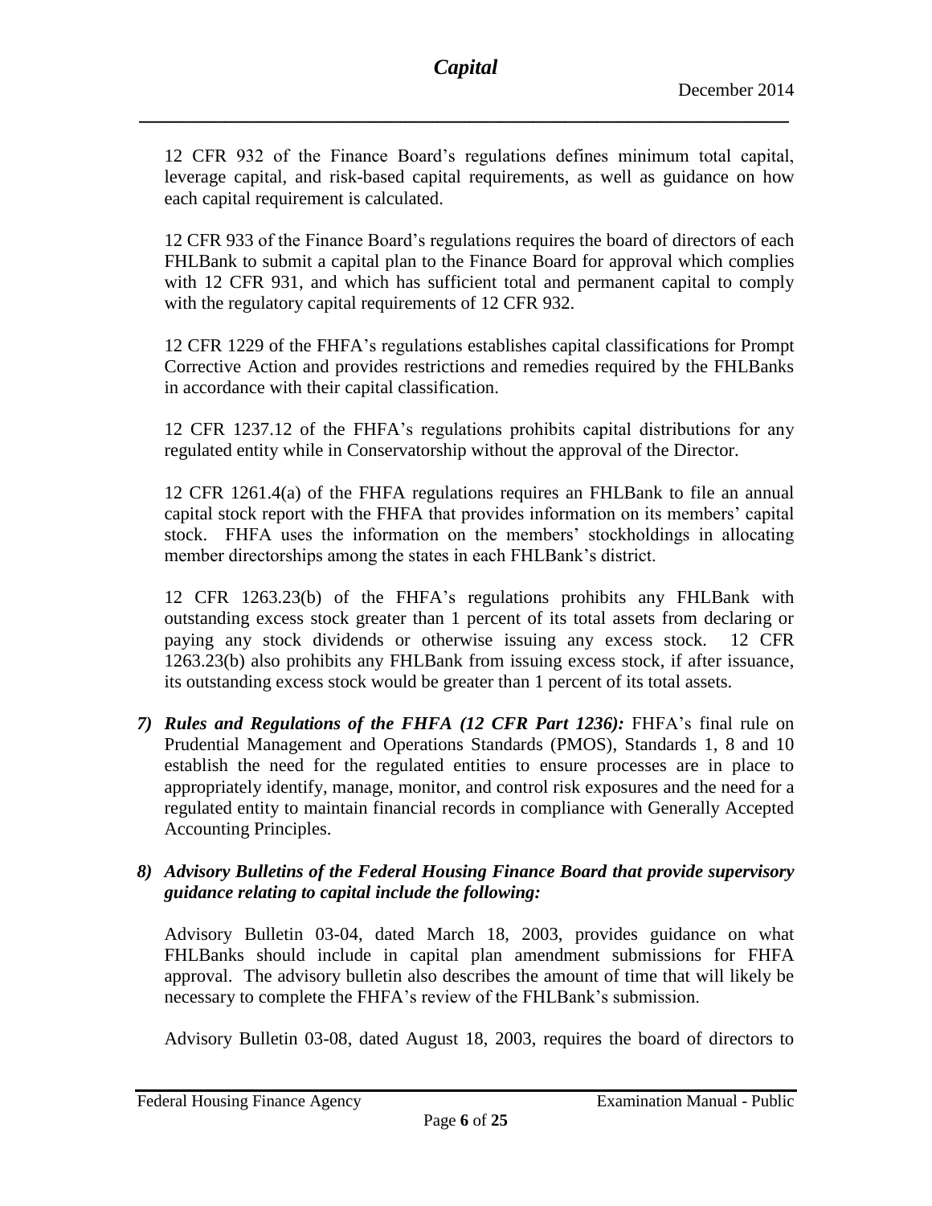12 CFR 932 of the Finance Board's regulations defines minimum total capital, leverage capital, and risk-based capital requirements, as well as guidance on how each capital requirement is calculated.

12 CFR 933 of the Finance Board's regulations requires the board of directors of each FHLBank to submit a capital plan to the Finance Board for approval which complies with 12 CFR 931, and which has sufficient total and permanent capital to comply with the regulatory capital requirements of 12 CFR 932.

12 CFR 1229 of the FHFA's regulations establishes capital classifications for Prompt Corrective Action and provides restrictions and remedies required by the FHLBanks in accordance with their capital classification.

12 CFR 1237.12 of the FHFA's regulations prohibits capital distributions for any regulated entity while in Conservatorship without the approval of the Director.

12 CFR 1261.4(a) of the FHFA regulations requires an FHLBank to file an annual capital stock report with the FHFA that provides information on its members' capital stock. FHFA uses the information on the members' stockholdings in allocating member directorships among the states in each FHLBank's district.

12 CFR 1263.23(b) of the FHFA's regulations prohibits any FHLBank with outstanding excess stock greater than 1 percent of its total assets from declaring or paying any stock dividends or otherwise issuing any excess stock. 12 CFR 1263.23(b) also prohibits any FHLBank from issuing excess stock, if after issuance, its outstanding excess stock would be greater than 1 percent of its total assets.

7) ***Rules and Regulations of the FHFA (12 CFR Part 1236):*** FHFA's final rule on Prudential Management and Operations Standards (PMOS), Standards 1, 8 and 10 establish the need for the regulated entities to ensure processes are in place to appropriately identify, manage, monitor, and control risk exposures and the need for a regulated entity to maintain financial records in compliance with Generally Accepted Accounting Principles.

8) ***Advisory Bulletins of the Federal Housing Finance Board that provide supervisory guidance relating to capital include the following:***

Advisory Bulletin 03-04, dated March 18, 2003, provides guidance on what FHLBanks should include in capital plan amendment submissions for FHFA approval. The advisory bulletin also describes the amount of time that will likely be necessary to complete the FHFA's review of the FHLBank's submission.

Advisory Bulletin 03-08, dated August 18, 2003, requires the board of directors to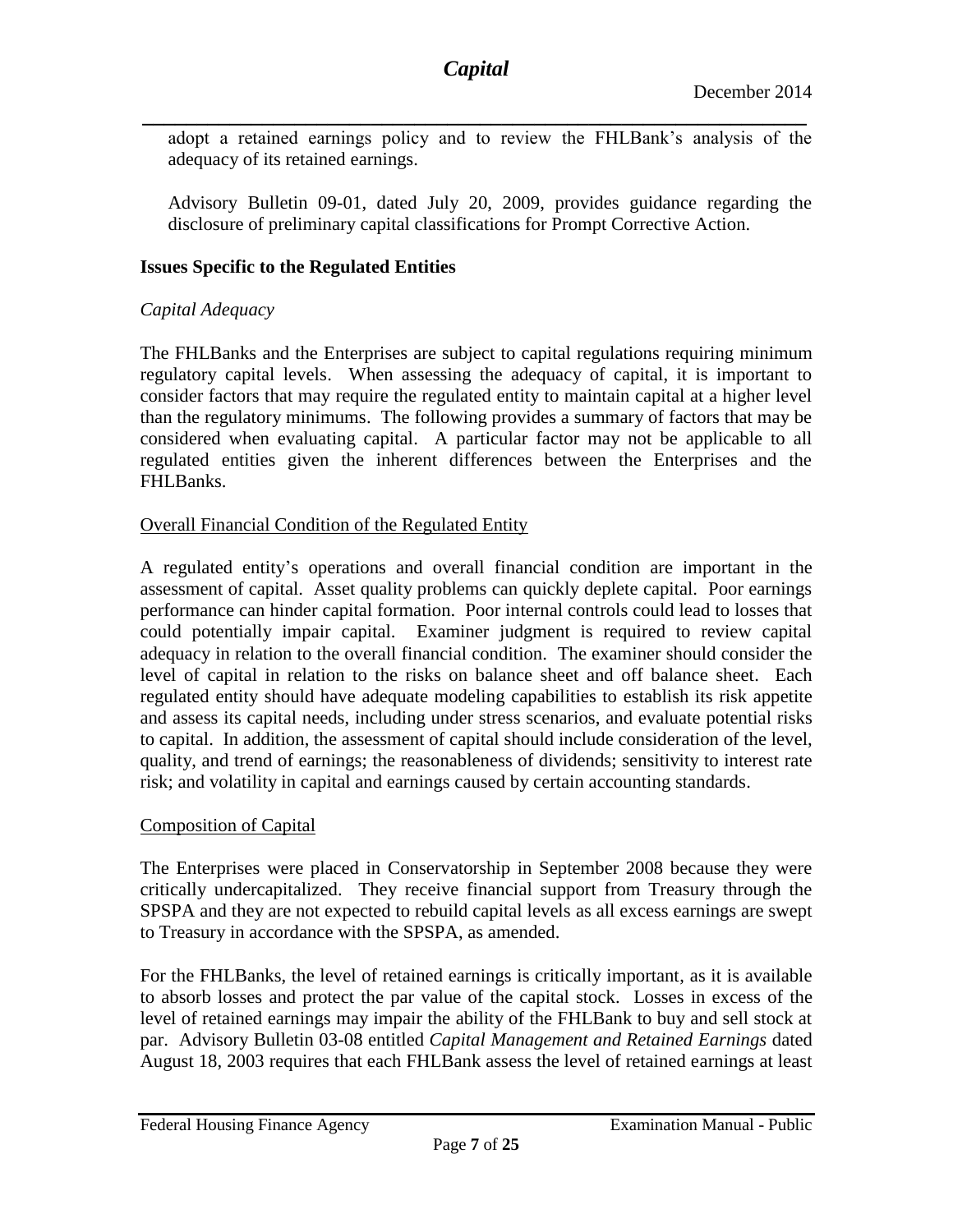adopt a retained earnings policy and to review the FHLBank's analysis of the adequacy of its retained earnings.

Advisory Bulletin 09-01, dated July 20, 2009, provides guidance regarding the disclosure of preliminary capital classifications for Prompt Corrective Action.

### Issues Specific to the Regulated Entities

*Capital Adequacy*

The FHLBanks and the Enterprises are subject to capital regulations requiring minimum regulatory capital levels. When assessing the adequacy of capital, it is important to consider factors that may require the regulated entity to maintain capital at a higher level than the regulatory minimums. The following provides a summary of factors that may be considered when evaluating capital. A particular factor may not be applicable to all regulated entities given the inherent differences between the Enterprises and the FHLBanks.

<u>Overall Financial Condition of the Regulated Entity</u>

A regulated entity's operations and overall financial condition are important in the assessment of capital. Asset quality problems can quickly deplete capital. Poor earnings performance can hinder capital formation. Poor internal controls could lead to losses that could potentially impair capital. Examiner judgment is required to review capital adequacy in relation to the overall financial condition. The examiner should consider the level of capital in relation to the risks on balance sheet and off balance sheet. Each regulated entity should have adequate modeling capabilities to establish its risk appetite and assess its capital needs, including under stress scenarios, and evaluate potential risks to capital. In addition, the assessment of capital should include consideration of the level, quality, and trend of earnings; the reasonableness of dividends; sensitivity to interest rate risk; and volatility in capital and earnings caused by certain accounting standards.

<u>Composition of Capital</u>

The Enterprises were placed in Conservatorship in September 2008 because they were critically undercapitalized. They receive financial support from Treasury through the SPSPA and they are not expected to rebuild capital levels as all excess earnings are swept to Treasury in accordance with the SPSPA, as amended.

For the FHLBanks, the level of retained earnings is critically important, as it is available to absorb losses and protect the par value of the capital stock. Losses in excess of the level of retained earnings may impair the ability of the FHLBank to buy and sell stock at par. Advisory Bulletin 03-08 entitled *Capital Management and Retained Earnings* dated August 18, 2003 requires that each FHLBank assess the level of retained earnings at least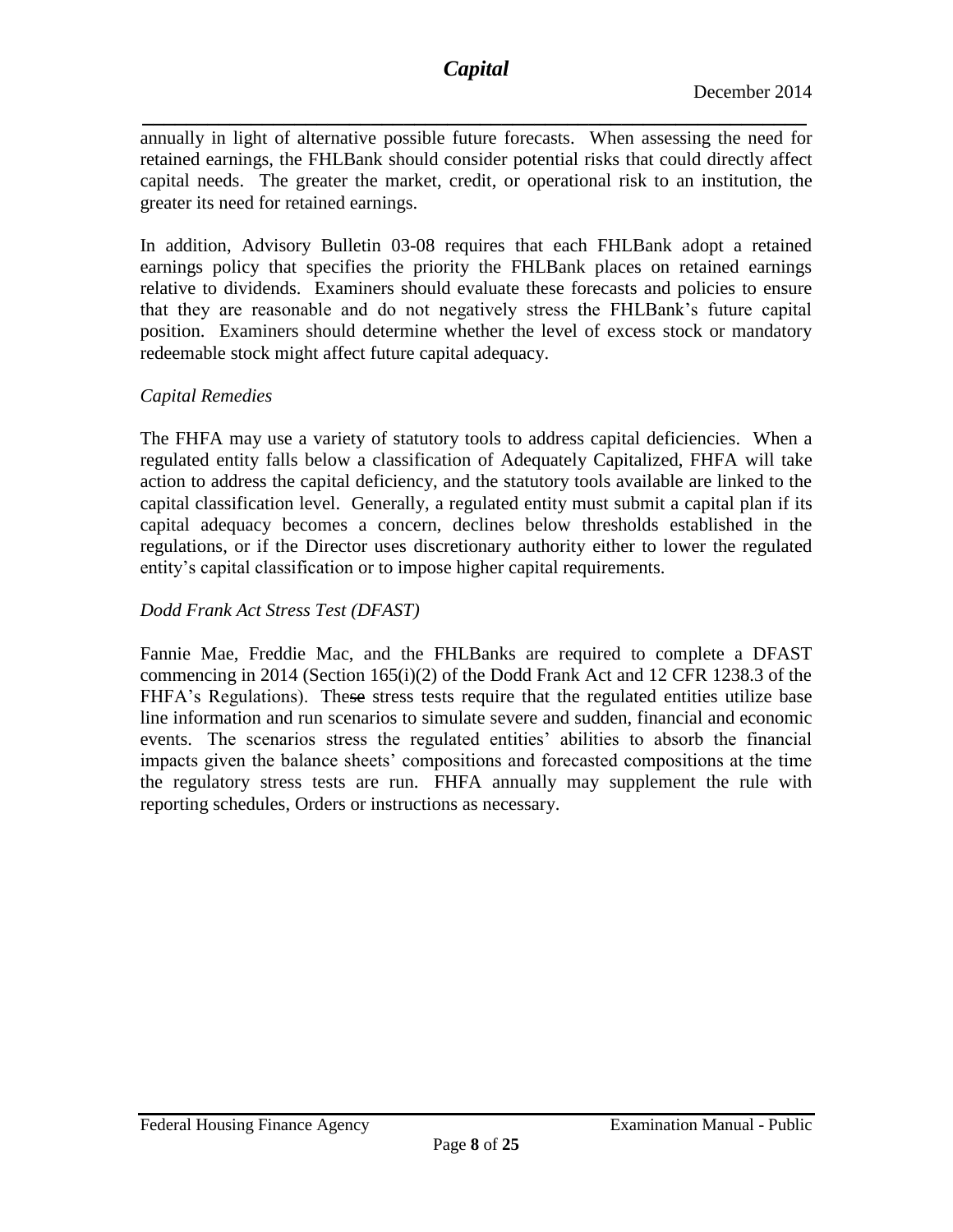annually in light of alternative possible future forecasts. When assessing the need for retained earnings, the FHLBank should consider potential risks that could directly affect capital needs. The greater the market, credit, or operational risk to an institution, the greater its need for retained earnings.

In addition, Advisory Bulletin 03-08 requires that each FHLBank adopt a retained earnings policy that specifies the priority the FHLBank places on retained earnings relative to dividends. Examiners should evaluate these forecasts and policies to ensure that they are reasonable and do not negatively stress the FHLBank's future capital position. Examiners should determine whether the level of excess stock or mandatory redeemable stock might affect future capital adequacy.

*Capital Remedies*

The FHFA may use a variety of statutory tools to address capital deficiencies. When a regulated entity falls below a classification of Adequately Capitalized, FHFA will take action to address the capital deficiency, and the statutory tools available are linked to the capital classification level. Generally, a regulated entity must submit a capital plan if its capital adequacy becomes a concern, declines below thresholds established in the regulations, or if the Director uses discretionary authority either to lower the regulated entity's capital classification or to impose higher capital requirements.

*Dodd Frank Act Stress Test (DFAST)*

Fannie Mae, Freddie Mac, and the FHLBanks are required to complete a DFAST commencing in 2014 (Section 165(i)(2) of the Dodd Frank Act and 12 CFR 1238.3 of the FHFA's Regulations). These stress tests require that the regulated entities utilize base line information and run scenarios to simulate severe and sudden, financial and economic events. The scenarios stress the regulated entities' abilities to absorb the financial impacts given the balance sheets' compositions and forecasted compositions at the time the regulatory stress tests are run. FHFA annually may supplement the rule with reporting schedules, Orders or instructions as necessary.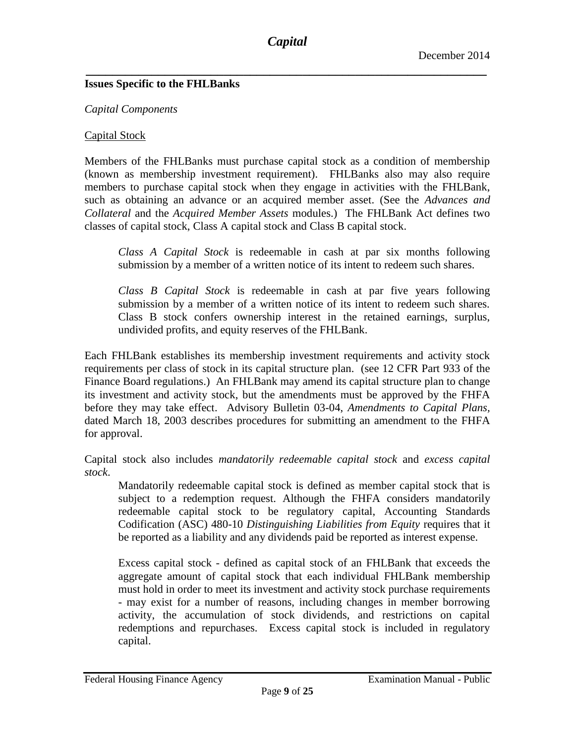**Issues Specific to the FHLBanks**

*Capital Components*

<u>Capital Stock</u>

Members of the FHLBanks must purchase capital stock as a condition of membership (known as membership investment requirement). FHLBanks also may also require members to purchase capital stock when they engage in activities with the FHLBank, such as obtaining an advance or an acquired member asset. (See the *Advances and Collateral* and the *Acquired Member Assets* modules.) The FHLBank Act defines two classes of capital stock, Class A capital stock and Class B capital stock.

> *Class A Capital Stock* is redeemable in cash at par six months following submission by a member of a written notice of its intent to redeem such shares.
>
> *Class B Capital Stock* is redeemable in cash at par five years following submission by a member of a written notice of its intent to redeem such shares. Class B stock confers ownership interest in the retained earnings, surplus, undivided profits, and equity reserves of the FHLBank.

Each FHLBank establishes its membership investment requirements and activity stock requirements per class of stock in its capital structure plan. (see 12 CFR Part 933 of the Finance Board regulations.) An FHLBank may amend its capital structure plan to change its investment and activity stock, but the amendments must be approved by the FHFA before they may take effect. Advisory Bulletin 03-04, *Amendments to Capital Plans,* dated March 18, 2003 describes procedures for submitting an amendment to the FHFA for approval.

Capital stock also includes *mandatorily redeemable capital stock* and *excess capital stock.*

> Mandatorily redeemable capital stock is defined as member capital stock that is subject to a redemption request. Although the FHFA considers mandatorily redeemable capital stock to be regulatory capital, Accounting Standards Codification (ASC) 480-10 *Distinguishing Liabilities from Equity* requires that it be reported as a liability and any dividends paid be reported as interest expense.
>
> Excess capital stock - defined as capital stock of an FHLBank that exceeds the aggregate amount of capital stock that each individual FHLBank membership must hold in order to meet its investment and activity stock purchase requirements - may exist for a number of reasons, including changes in member borrowing activity, the accumulation of stock dividends, and restrictions on capital redemptions and repurchases. Excess capital stock is included in regulatory capital.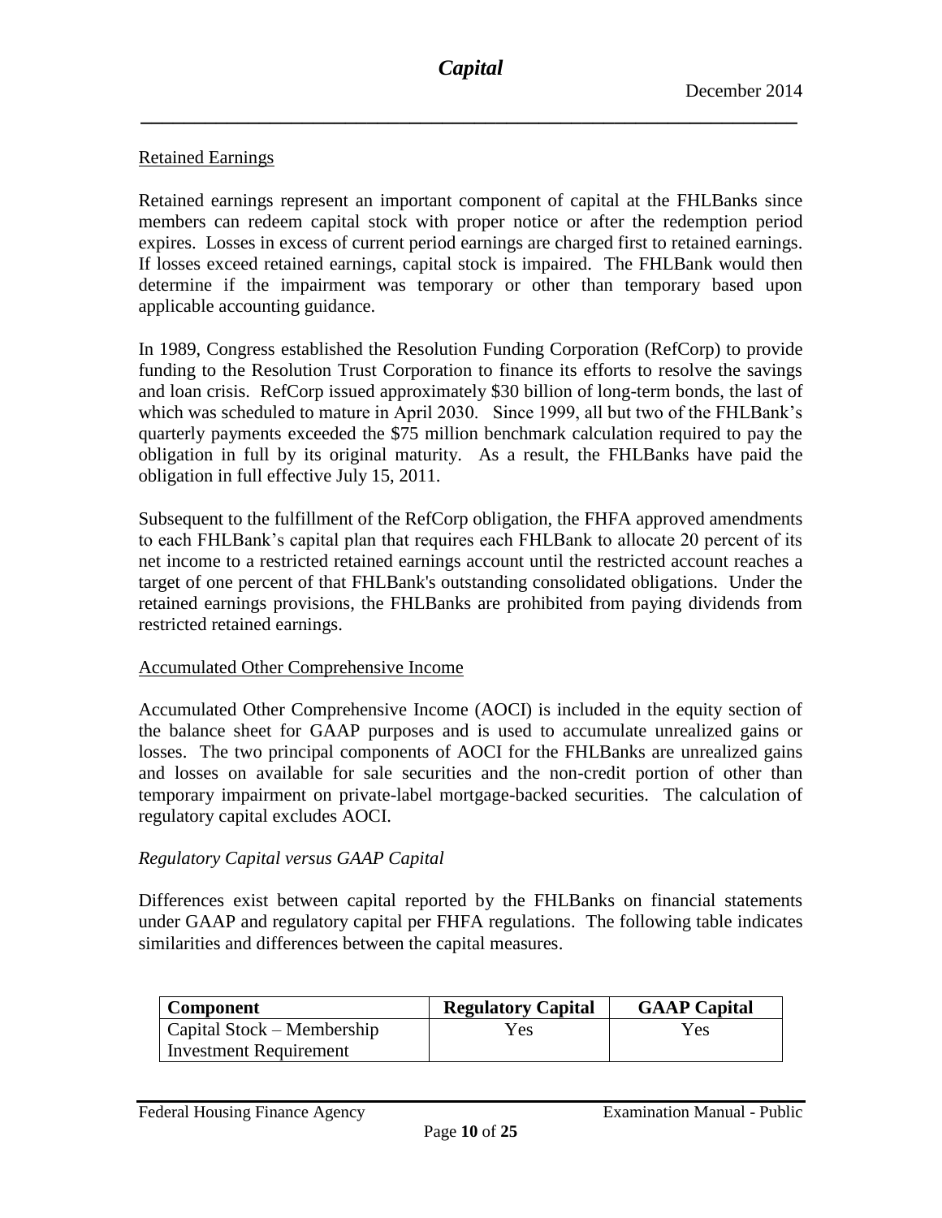Retained Earnings

Retained earnings represent an important component of capital at the FHLBanks since members can redeem capital stock with proper notice or after the redemption period expires. Losses in excess of current period earnings are charged first to retained earnings. If losses exceed retained earnings, capital stock is impaired. The FHLBank would then determine if the impairment was temporary or other than temporary based upon applicable accounting guidance.

In 1989, Congress established the Resolution Funding Corporation (RefCorp) to provide funding to the Resolution Trust Corporation to finance its efforts to resolve the savings and loan crisis. RefCorp issued approximately $30 billion of long-term bonds, the last of which was scheduled to mature in April 2030. Since 1999, all but two of the FHLBank's quarterly payments exceeded the $75 million benchmark calculation required to pay the obligation in full by its original maturity. As a result, the FHLBanks have paid the obligation in full effective July 15, 2011.

Subsequent to the fulfillment of the RefCorp obligation, the FHFA approved amendments to each FHLBank's capital plan that requires each FHLBank to allocate 20 percent of its net income to a restricted retained earnings account until the restricted account reaches a target of one percent of that FHLBank's outstanding consolidated obligations. Under the retained earnings provisions, the FHLBanks are prohibited from paying dividends from restricted retained earnings.

Accumulated Other Comprehensive Income

Accumulated Other Comprehensive Income (AOCI) is included in the equity section of the balance sheet for GAAP purposes and is used to accumulate unrealized gains or losses. The two principal components of AOCI for the FHLBanks are unrealized gains and losses on available for sale securities and the non-credit portion of other than temporary impairment on private-label mortgage-backed securities. The calculation of regulatory capital excludes AOCI.

*Regulatory Capital versus GAAP Capital*

Differences exist between capital reported by the FHLBanks on financial statements under GAAP and regulatory capital per FHFA regulations. The following table indicates similarities and differences between the capital measures.

| Component | Regulatory Capital | GAAP Capital |
|---|---|---|
| Capital Stock – Membership Investment Requirement | Yes | Yes |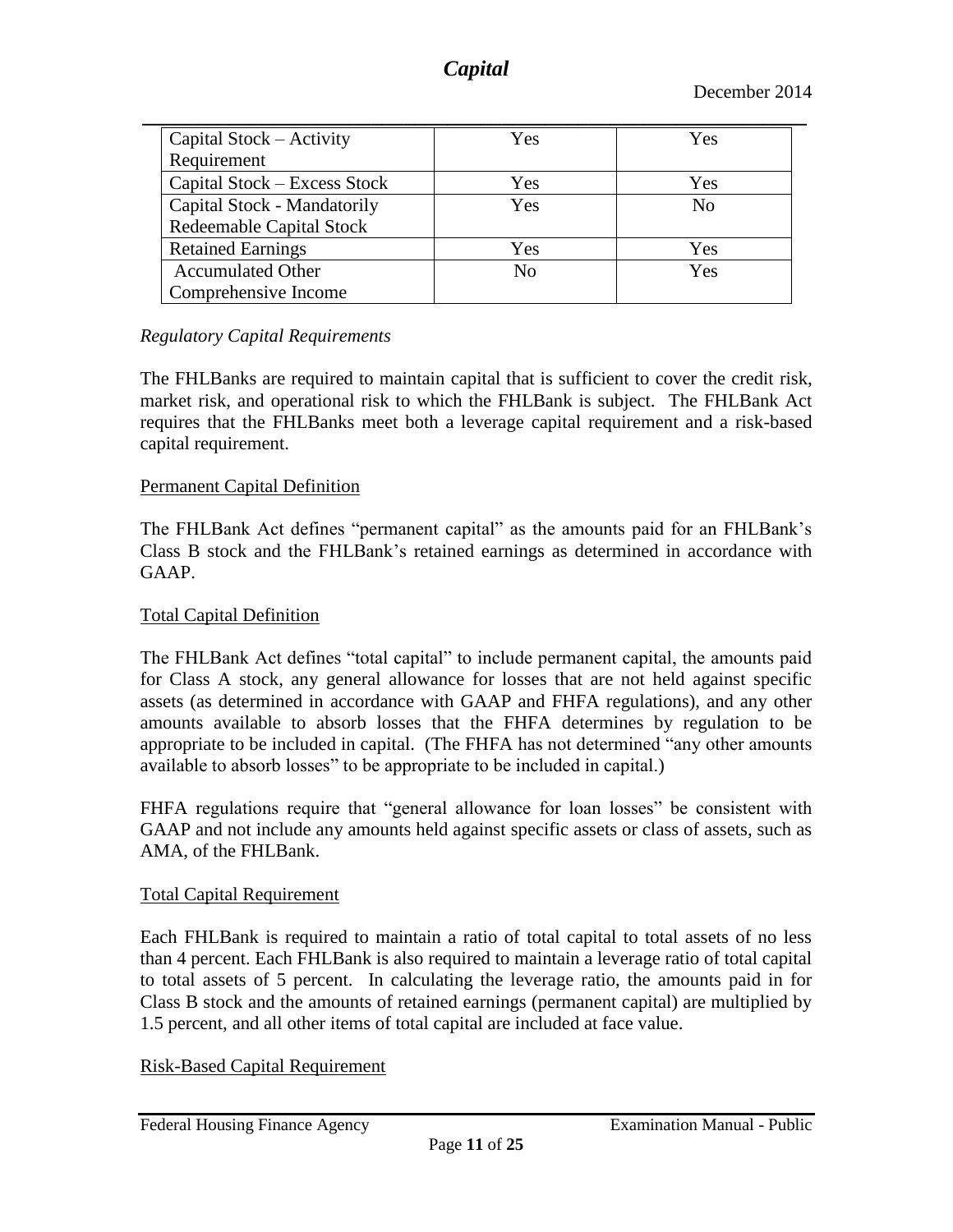| Capital Stock – Activity Requirement | Yes | Yes |
|---|---|---|
| Capital Stock – Excess Stock | Yes | Yes |
| Capital Stock - Mandatorily Redeemable Capital Stock | Yes | No |
| Retained Earnings | Yes | Yes |
| Accumulated Other Comprehensive Income | No | Yes |

*Regulatory Capital Requirements*

The FHLBanks are required to maintain capital that is sufficient to cover the credit risk, market risk, and operational risk to which the FHLBank is subject. The FHLBank Act requires that the FHLBanks meet both a leverage capital requirement and a risk-based capital requirement.

Permanent Capital Definition

The FHLBank Act defines "permanent capital" as the amounts paid for an FHLBank's Class B stock and the FHLBank's retained earnings as determined in accordance with GAAP.

Total Capital Definition

The FHLBank Act defines "total capital" to include permanent capital, the amounts paid for Class A stock, any general allowance for losses that are not held against specific assets (as determined in accordance with GAAP and FHFA regulations), and any other amounts available to absorb losses that the FHFA determines by regulation to be appropriate to be included in capital. (The FHFA has not determined "any other amounts available to absorb losses" to be appropriate to be included in capital.)

FHFA regulations require that "general allowance for loan losses" be consistent with GAAP and not include any amounts held against specific assets or class of assets, such as AMA, of the FHLBank.

Total Capital Requirement

Each FHLBank is required to maintain a ratio of total capital to total assets of no less than 4 percent. Each FHLBank is also required to maintain a leverage ratio of total capital to total assets of 5 percent. In calculating the leverage ratio, the amounts paid in for Class B stock and the amounts of retained earnings (permanent capital) are multiplied by 1.5 percent, and all other items of total capital are included at face value.

Risk-Based Capital Requirement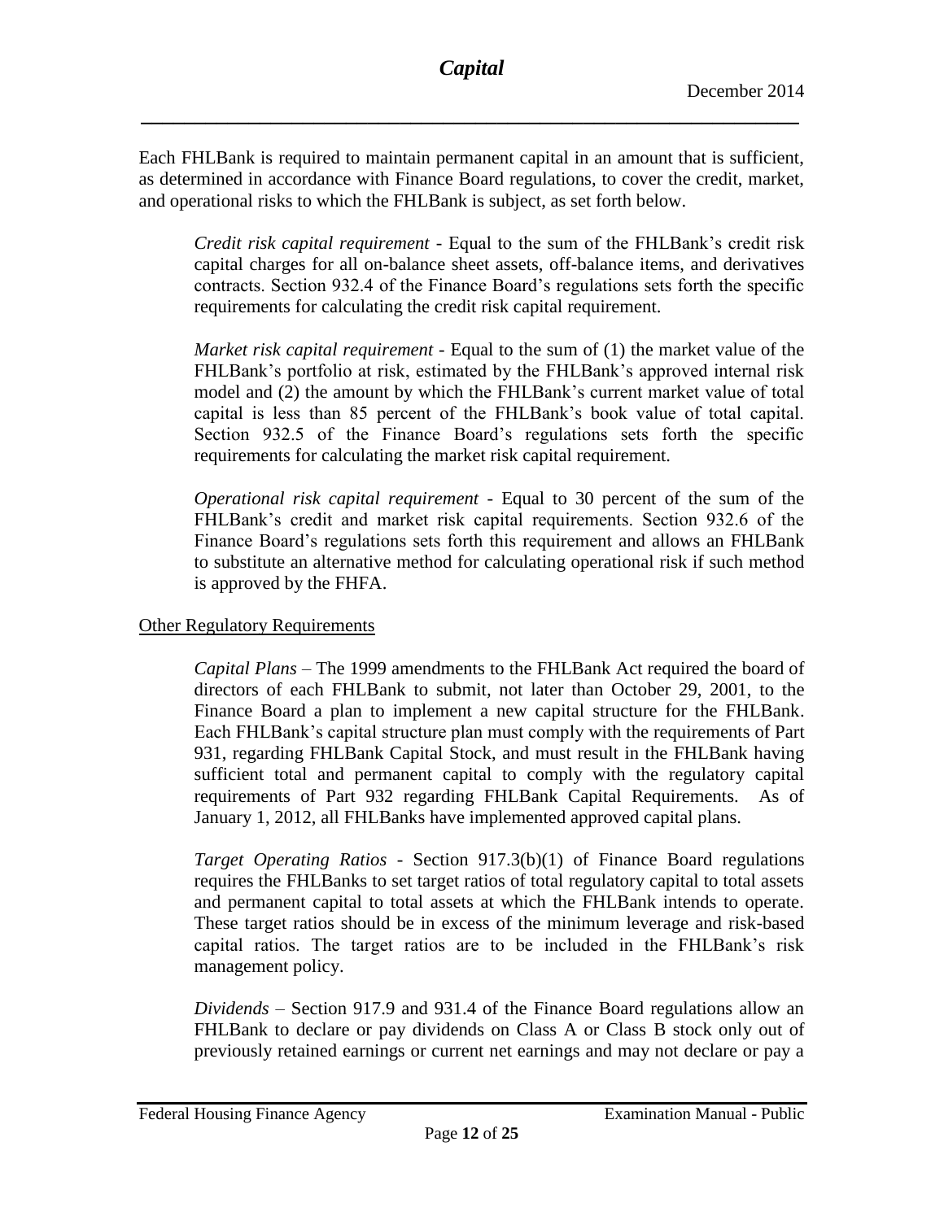Each FHLBank is required to maintain permanent capital in an amount that is sufficient, as determined in accordance with Finance Board regulations, to cover the credit, market, and operational risks to which the FHLBank is subject, as set forth below.

*Credit risk capital requirement* - Equal to the sum of the FHLBank's credit risk capital charges for all on-balance sheet assets, off-balance items, and derivatives contracts. Section 932.4 of the Finance Board's regulations sets forth the specific requirements for calculating the credit risk capital requirement.

*Market risk capital requirement* - Equal to the sum of (1) the market value of the FHLBank's portfolio at risk, estimated by the FHLBank's approved internal risk model and (2) the amount by which the FHLBank's current market value of total capital is less than 85 percent of the FHLBank's book value of total capital. Section 932.5 of the Finance Board's regulations sets forth the specific requirements for calculating the market risk capital requirement.

*Operational risk capital requirement* - Equal to 30 percent of the sum of the FHLBank's credit and market risk capital requirements. Section 932.6 of the Finance Board's regulations sets forth this requirement and allows an FHLBank to substitute an alternative method for calculating operational risk if such method is approved by the FHFA.

<u>Other Regulatory Requirements</u>

*Capital Plans* – The 1999 amendments to the FHLBank Act required the board of directors of each FHLBank to submit, not later than October 29, 2001, to the Finance Board a plan to implement a new capital structure for the FHLBank. Each FHLBank's capital structure plan must comply with the requirements of Part 931, regarding FHLBank Capital Stock, and must result in the FHLBank having sufficient total and permanent capital to comply with the regulatory capital requirements of Part 932 regarding FHLBank Capital Requirements. As of January 1, 2012, all FHLBanks have implemented approved capital plans.

*Target Operating Ratios* - Section 917.3(b)(1) of Finance Board regulations requires the FHLBanks to set target ratios of total regulatory capital to total assets and permanent capital to total assets at which the FHLBank intends to operate. These target ratios should be in excess of the minimum leverage and risk-based capital ratios. The target ratios are to be included in the FHLBank's risk management policy.

*Dividends* – Section 917.9 and 931.4 of the Finance Board regulations allow an FHLBank to declare or pay dividends on Class A or Class B stock only out of previously retained earnings or current net earnings and may not declare or pay a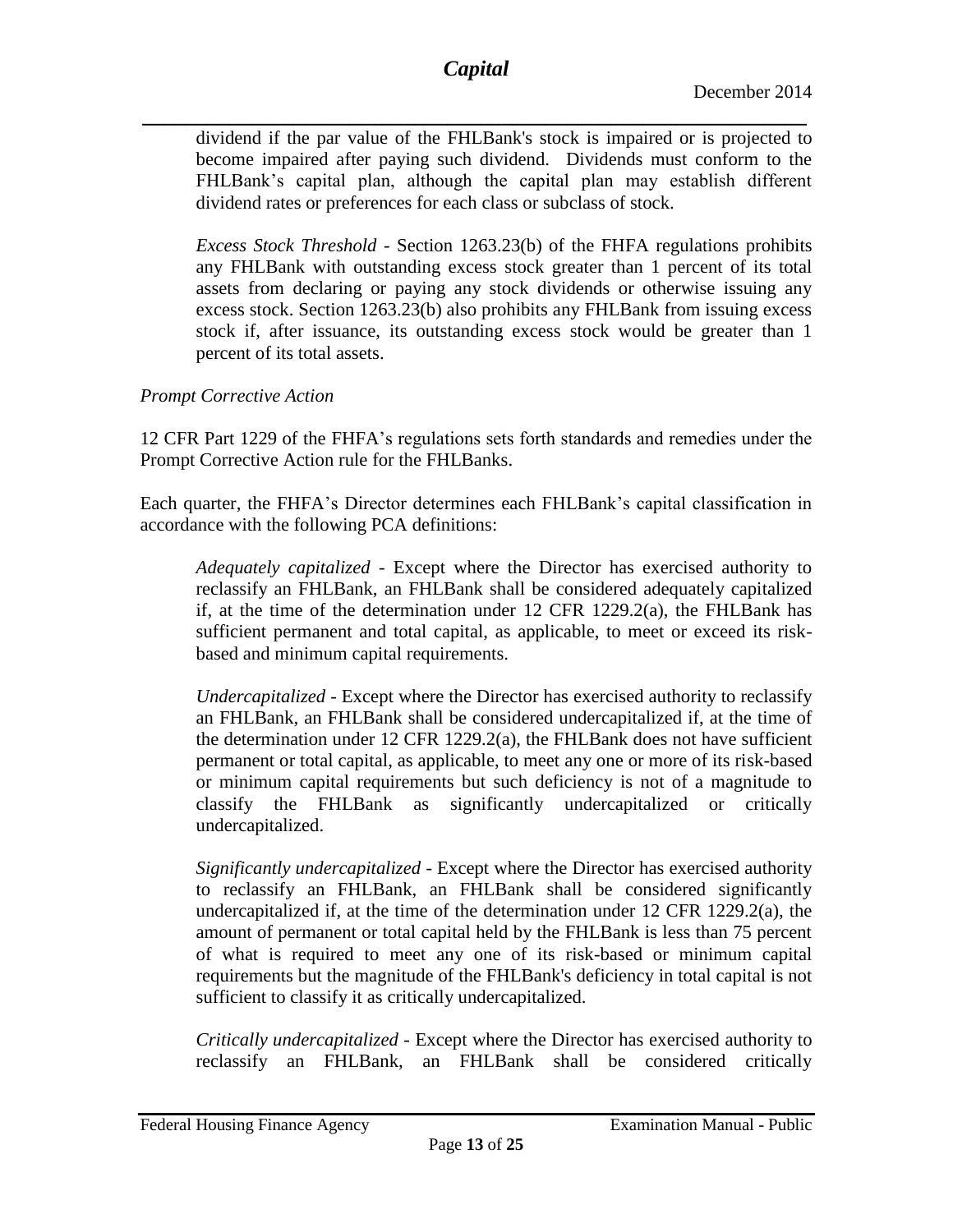dividend if the par value of the FHLBank's stock is impaired or is projected to become impaired after paying such dividend. Dividends must conform to the FHLBank's capital plan, although the capital plan may establish different dividend rates or preferences for each class or subclass of stock.

*Excess Stock Threshold* - Section 1263.23(b) of the FHFA regulations prohibits any FHLBank with outstanding excess stock greater than 1 percent of its total assets from declaring or paying any stock dividends or otherwise issuing any excess stock. Section 1263.23(b) also prohibits any FHLBank from issuing excess stock if, after issuance, its outstanding excess stock would be greater than 1 percent of its total assets.

*Prompt Corrective Action*

12 CFR Part 1229 of the FHFA's regulations sets forth standards and remedies under the Prompt Corrective Action rule for the FHLBanks.

Each quarter, the FHFA's Director determines each FHLBank's capital classification in accordance with the following PCA definitions:

*Adequately capitalized* - Except where the Director has exercised authority to reclassify an FHLBank, an FHLBank shall be considered adequately capitalized if, at the time of the determination under 12 CFR 1229.2(a), the FHLBank has sufficient permanent and total capital, as applicable, to meet or exceed its risk-based and minimum capital requirements.

*Undercapitalized* - Except where the Director has exercised authority to reclassify an FHLBank, an FHLBank shall be considered undercapitalized if, at the time of the determination under 12 CFR 1229.2(a), the FHLBank does not have sufficient permanent or total capital, as applicable, to meet any one or more of its risk-based or minimum capital requirements but such deficiency is not of a magnitude to classify the FHLBank as significantly undercapitalized or critically undercapitalized.

*Significantly undercapitalized* - Except where the Director has exercised authority to reclassify an FHLBank, an FHLBank shall be considered significantly undercapitalized if, at the time of the determination under 12 CFR 1229.2(a), the amount of permanent or total capital held by the FHLBank is less than 75 percent of what is required to meet any one of its risk-based or minimum capital requirements but the magnitude of the FHLBank's deficiency in total capital is not sufficient to classify it as critically undercapitalized.

*Critically undercapitalized* - Except where the Director has exercised authority to reclassify an FHLBank, an FHLBank shall be considered critically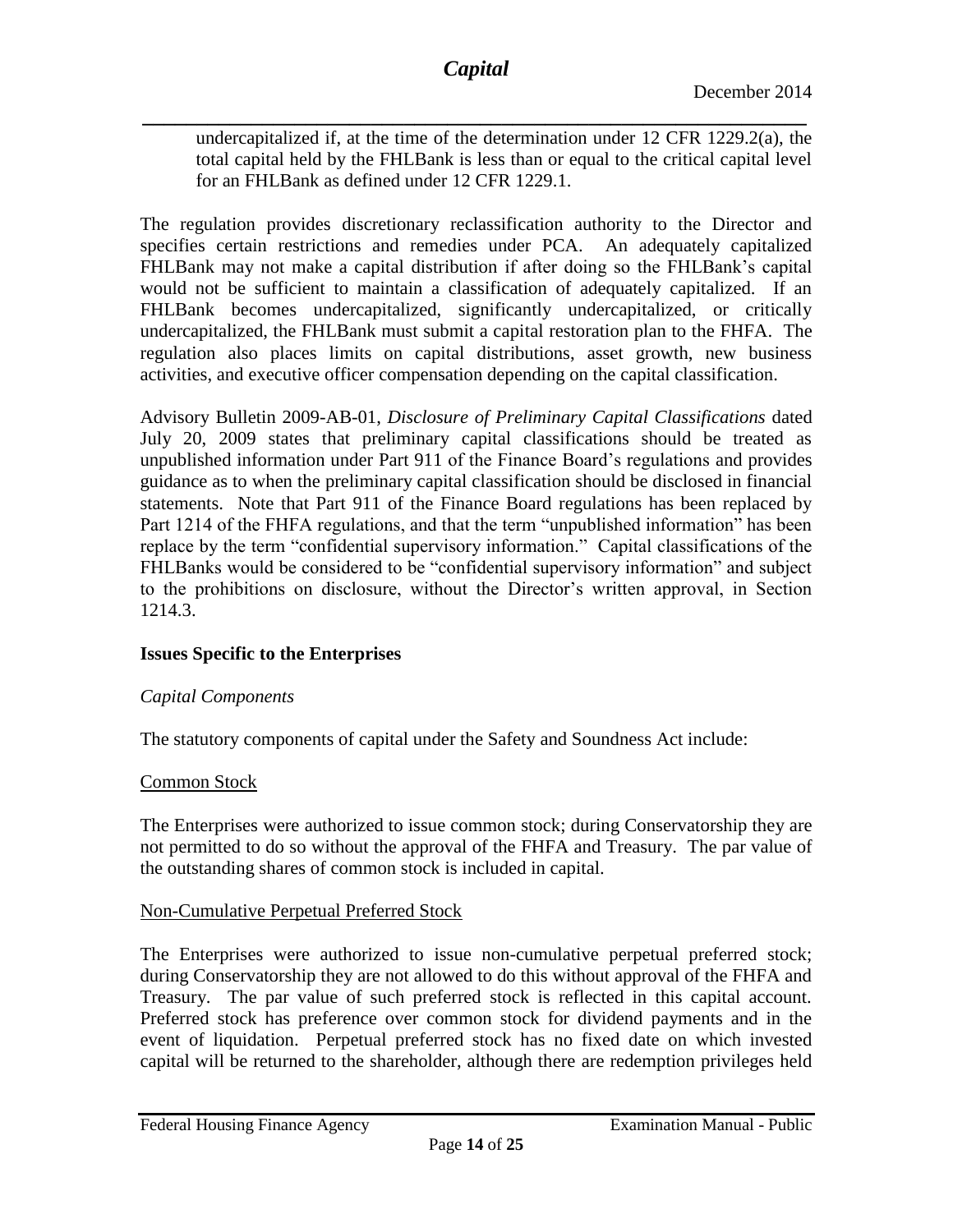undercapitalized if, at the time of the determination under 12 CFR 1229.2(a), the total capital held by the FHLBank is less than or equal to the critical capital level for an FHLBank as defined under 12 CFR 1229.1.

The regulation provides discretionary reclassification authority to the Director and specifies certain restrictions and remedies under PCA. An adequately capitalized FHLBank may not make a capital distribution if after doing so the FHLBank's capital would not be sufficient to maintain a classification of adequately capitalized. If an FHLBank becomes undercapitalized, significantly undercapitalized, or critically undercapitalized, the FHLBank must submit a capital restoration plan to the FHFA. The regulation also places limits on capital distributions, asset growth, new business activities, and executive officer compensation depending on the capital classification.

Advisory Bulletin 2009-AB-01, *Disclosure of Preliminary Capital Classifications* dated July 20, 2009 states that preliminary capital classifications should be treated as unpublished information under Part 911 of the Finance Board's regulations and provides guidance as to when the preliminary capital classification should be disclosed in financial statements. Note that Part 911 of the Finance Board regulations has been replaced by Part 1214 of the FHFA regulations, and that the term "unpublished information" has been replace by the term "confidential supervisory information." Capital classifications of the FHLBanks would be considered to be "confidential supervisory information" and subject to the prohibitions on disclosure, without the Director's written approval, in Section 1214.3.

## Issues Specific to the Enterprises

### *Capital Components*

The statutory components of capital under the Safety and Soundness Act include:

<u>Common Stock</u>

The Enterprises were authorized to issue common stock; during Conservatorship they are not permitted to do so without the approval of the FHFA and Treasury. The par value of the outstanding shares of common stock is included in capital.

<u>Non-Cumulative Perpetual Preferred Stock</u>

The Enterprises were authorized to issue non-cumulative perpetual preferred stock; during Conservatorship they are not allowed to do this without approval of the FHFA and Treasury. The par value of such preferred stock is reflected in this capital account. Preferred stock has preference over common stock for dividend payments and in the event of liquidation. Perpetual preferred stock has no fixed date on which invested capital will be returned to the shareholder, although there are redemption privileges held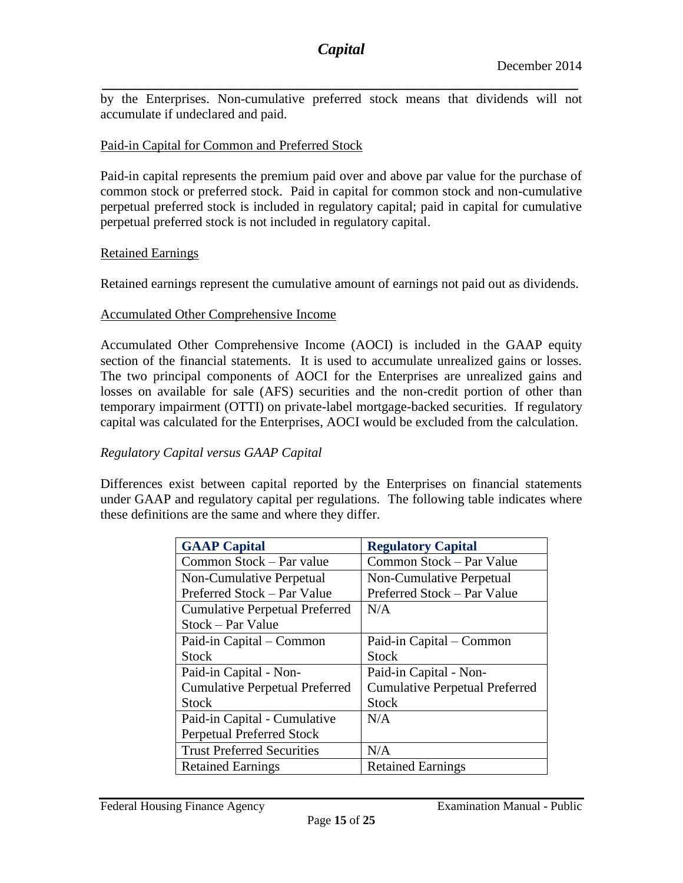by the Enterprises. Non-cumulative preferred stock means that dividends will not accumulate if undeclared and paid.

Paid-in Capital for Common and Preferred Stock

Paid-in capital represents the premium paid over and above par value for the purchase of common stock or preferred stock. Paid in capital for common stock and non-cumulative perpetual preferred stock is included in regulatory capital; paid in capital for cumulative perpetual preferred stock is not included in regulatory capital.

Retained Earnings

Retained earnings represent the cumulative amount of earnings not paid out as dividends.

Accumulated Other Comprehensive Income

Accumulated Other Comprehensive Income (AOCI) is included in the GAAP equity section of the financial statements. It is used to accumulate unrealized gains or losses. The two principal components of AOCI for the Enterprises are unrealized gains and losses on available for sale (AFS) securities and the non-credit portion of other than temporary impairment (OTTI) on private-label mortgage-backed securities. If regulatory capital was calculated for the Enterprises, AOCI would be excluded from the calculation.

*Regulatory Capital versus GAAP Capital*

Differences exist between capital reported by the Enterprises on financial statements under GAAP and regulatory capital per regulations. The following table indicates where these definitions are the same and where they differ.

| GAAP Capital | Regulatory Capital |
| --- | --- |
| Common Stock – Par value | Common Stock – Par Value |
| Non-Cumulative Perpetual Preferred Stock – Par Value | Non-Cumulative Perpetual Preferred Stock – Par Value |
| Cumulative Perpetual Preferred Stock – Par Value | N/A |
| Paid-in Capital – Common Stock | Paid-in Capital – Common Stock |
| Paid-in Capital - Non-Cumulative Perpetual Preferred Stock | Paid-in Capital - Non-Cumulative Perpetual Preferred Stock |
| Paid-in Capital - Cumulative Perpetual Preferred Stock | N/A |
| Trust Preferred Securities | N/A |
| Retained Earnings | Retained Earnings |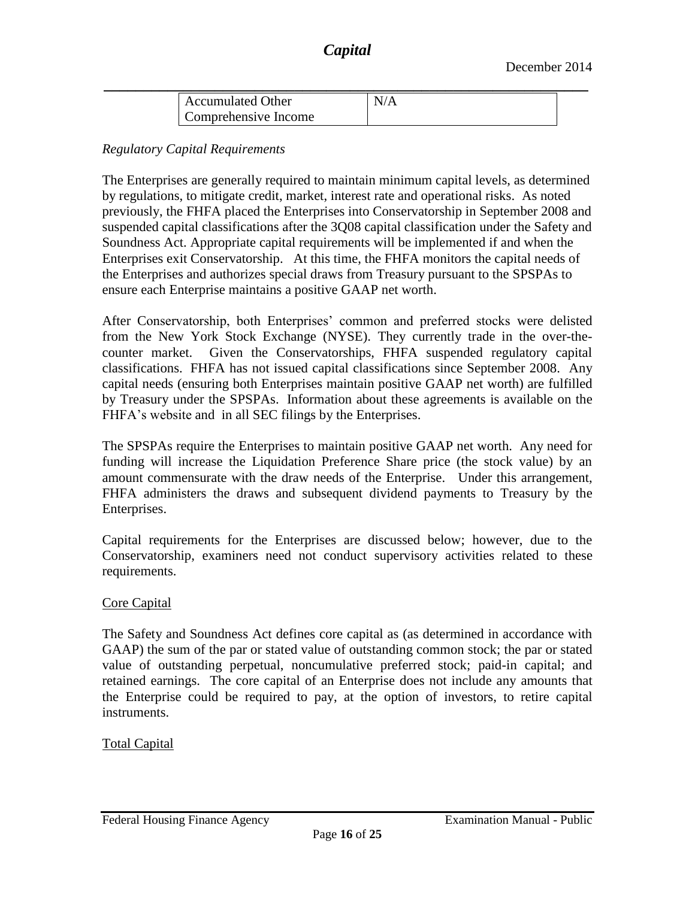| Accumulated Other Comprehensive Income | N/A |
|---|---|

*Regulatory Capital Requirements*

The Enterprises are generally required to maintain minimum capital levels, as determined by regulations, to mitigate credit, market, interest rate and operational risks. As noted previously, the FHFA placed the Enterprises into Conservatorship in September 2008 and suspended capital classifications after the 3Q08 capital classification under the Safety and Soundness Act. Appropriate capital requirements will be implemented if and when the Enterprises exit Conservatorship. At this time, the FHFA monitors the capital needs of the Enterprises and authorizes special draws from Treasury pursuant to the SPSPAs to ensure each Enterprise maintains a positive GAAP net worth.

After Conservatorship, both Enterprises' common and preferred stocks were delisted from the New York Stock Exchange (NYSE). They currently trade in the over-the-counter market. Given the Conservatorships, FHFA suspended regulatory capital classifications. FHFA has not issued capital classifications since September 2008. Any capital needs (ensuring both Enterprises maintain positive GAAP net worth) are fulfilled by Treasury under the SPSPAs. Information about these agreements is available on the FHFA's website and in all SEC filings by the Enterprises.

The SPSPAs require the Enterprises to maintain positive GAAP net worth. Any need for funding will increase the Liquidation Preference Share price (the stock value) by an amount commensurate with the draw needs of the Enterprise. Under this arrangement, FHFA administers the draws and subsequent dividend payments to Treasury by the Enterprises.

Capital requirements for the Enterprises are discussed below; however, due to the Conservatorship, examiners need not conduct supervisory activities related to these requirements.

Core Capital

The Safety and Soundness Act defines core capital as (as determined in accordance with GAAP) the sum of the par or stated value of outstanding common stock; the par or stated value of outstanding perpetual, noncumulative preferred stock; paid-in capital; and retained earnings. The core capital of an Enterprise does not include any amounts that the Enterprise could be required to pay, at the option of investors, to retire capital instruments.

Total Capital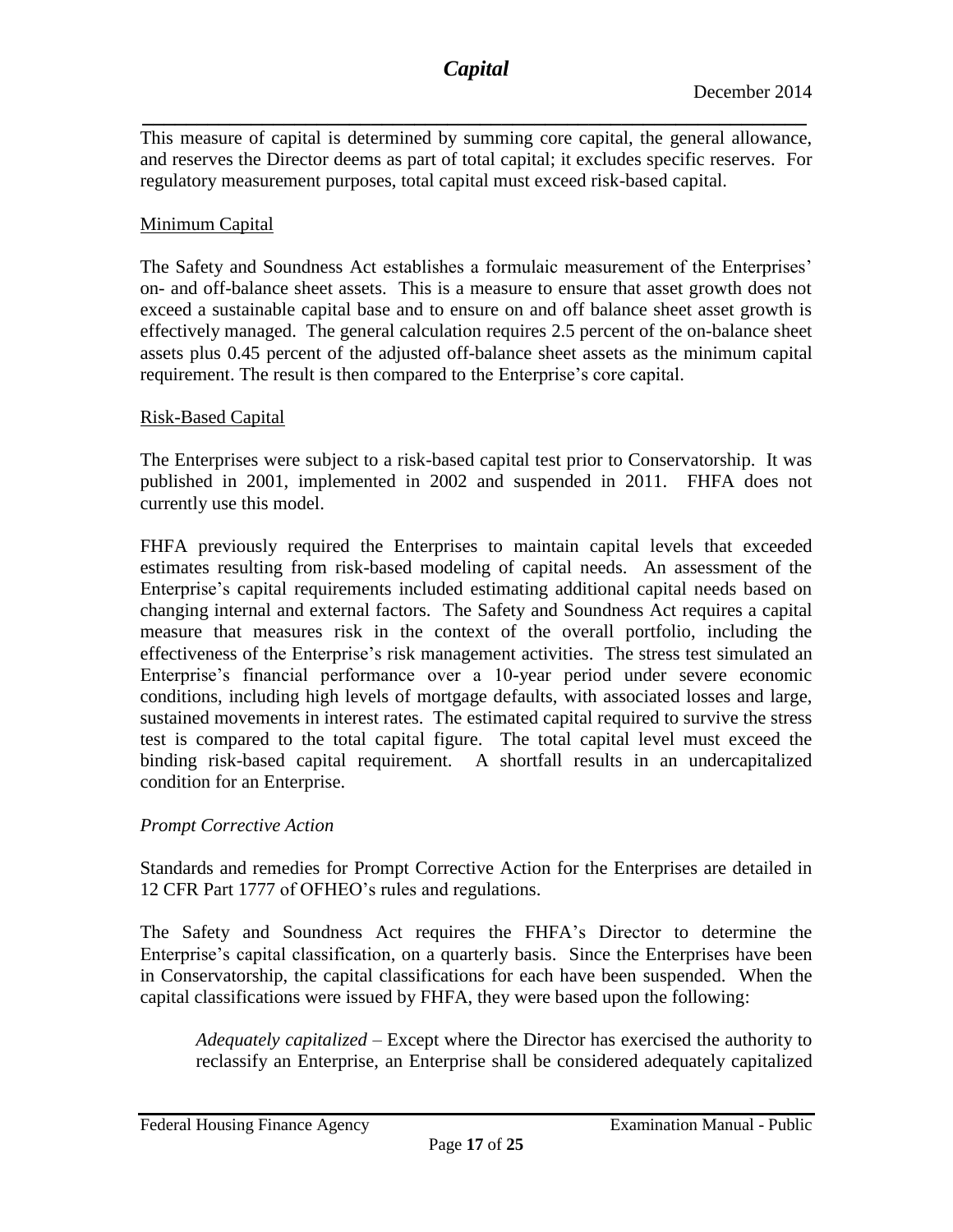This measure of capital is determined by summing core capital, the general allowance, and reserves the Director deems as part of total capital; it excludes specific reserves. For regulatory measurement purposes, total capital must exceed risk-based capital.

<u>Minimum Capital</u>

The Safety and Soundness Act establishes a formulaic measurement of the Enterprises' on- and off-balance sheet assets. This is a measure to ensure that asset growth does not exceed a sustainable capital base and to ensure on and off balance sheet asset growth is effectively managed. The general calculation requires 2.5 percent of the on-balance sheet assets plus 0.45 percent of the adjusted off-balance sheet assets as the minimum capital requirement. The result is then compared to the Enterprise's core capital.

<u>Risk-Based Capital</u>

The Enterprises were subject to a risk-based capital test prior to Conservatorship. It was published in 2001, implemented in 2002 and suspended in 2011. FHFA does not currently use this model.

FHFA previously required the Enterprises to maintain capital levels that exceeded estimates resulting from risk-based modeling of capital needs. An assessment of the Enterprise's capital requirements included estimating additional capital needs based on changing internal and external factors. The Safety and Soundness Act requires a capital measure that measures risk in the context of the overall portfolio, including the effectiveness of the Enterprise's risk management activities. The stress test simulated an Enterprise's financial performance over a 10-year period under severe economic conditions, including high levels of mortgage defaults, with associated losses and large, sustained movements in interest rates. The estimated capital required to survive the stress test is compared to the total capital figure. The total capital level must exceed the binding risk-based capital requirement. A shortfall results in an undercapitalized condition for an Enterprise.

*Prompt Corrective Action*

Standards and remedies for Prompt Corrective Action for the Enterprises are detailed in 12 CFR Part 1777 of OFHEO's rules and regulations.

The Safety and Soundness Act requires the FHFA's Director to determine the Enterprise's capital classification, on a quarterly basis. Since the Enterprises have been in Conservatorship, the capital classifications for each have been suspended. When the capital classifications were issued by FHFA, they were based upon the following:

> *Adequately capitalized* – Except where the Director has exercised the authority to reclassify an Enterprise, an Enterprise shall be considered adequately capitalized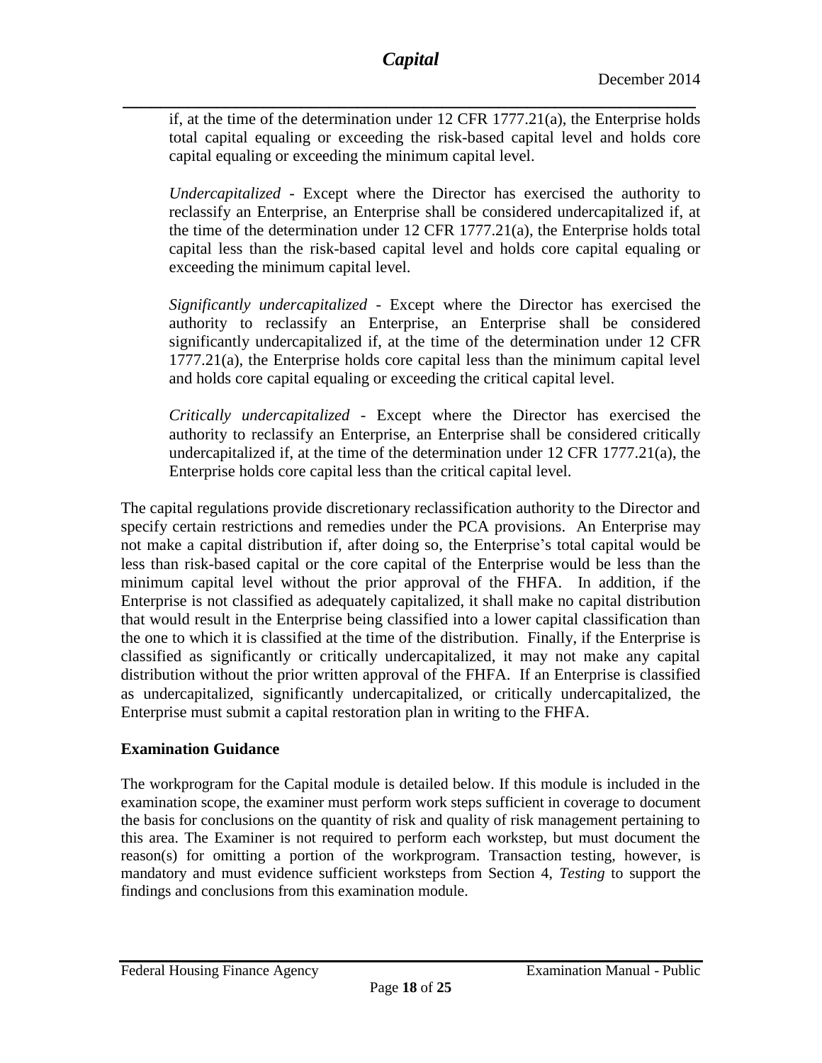if, at the time of the determination under 12 CFR 1777.21(a), the Enterprise holds total capital equaling or exceeding the risk-based capital level and holds core capital equaling or exceeding the minimum capital level.

*Undercapitalized* - Except where the Director has exercised the authority to reclassify an Enterprise, an Enterprise shall be considered undercapitalized if, at the time of the determination under 12 CFR 1777.21(a), the Enterprise holds total capital less than the risk-based capital level and holds core capital equaling or exceeding the minimum capital level.

*Significantly undercapitalized* - Except where the Director has exercised the authority to reclassify an Enterprise, an Enterprise shall be considered significantly undercapitalized if, at the time of the determination under 12 CFR 1777.21(a), the Enterprise holds core capital less than the minimum capital level and holds core capital equaling or exceeding the critical capital level.

*Critically undercapitalized* - Except where the Director has exercised the authority to reclassify an Enterprise, an Enterprise shall be considered critically undercapitalized if, at the time of the determination under 12 CFR 1777.21(a), the Enterprise holds core capital less than the critical capital level.

The capital regulations provide discretionary reclassification authority to the Director and specify certain restrictions and remedies under the PCA provisions. An Enterprise may not make a capital distribution if, after doing so, the Enterprise's total capital would be less than risk-based capital or the core capital of the Enterprise would be less than the minimum capital level without the prior approval of the FHFA. In addition, if the Enterprise is not classified as adequately capitalized, it shall make no capital distribution that would result in the Enterprise being classified into a lower capital classification than the one to which it is classified at the time of the distribution. Finally, if the Enterprise is classified as significantly or critically undercapitalized, it may not make any capital distribution without the prior written approval of the FHFA. If an Enterprise is classified as undercapitalized, significantly undercapitalized, or critically undercapitalized, the Enterprise must submit a capital restoration plan in writing to the FHFA.

## Examination Guidance

The workprogram for the Capital module is detailed below. If this module is included in the examination scope, the examiner must perform work steps sufficient in coverage to document the basis for conclusions on the quantity of risk and quality of risk management pertaining to this area. The Examiner is not required to perform each workstep, but must document the reason(s) for omitting a portion of the workprogram. Transaction testing, however, is mandatory and must evidence sufficient worksteps from Section 4, *Testing* to support the findings and conclusions from this examination module.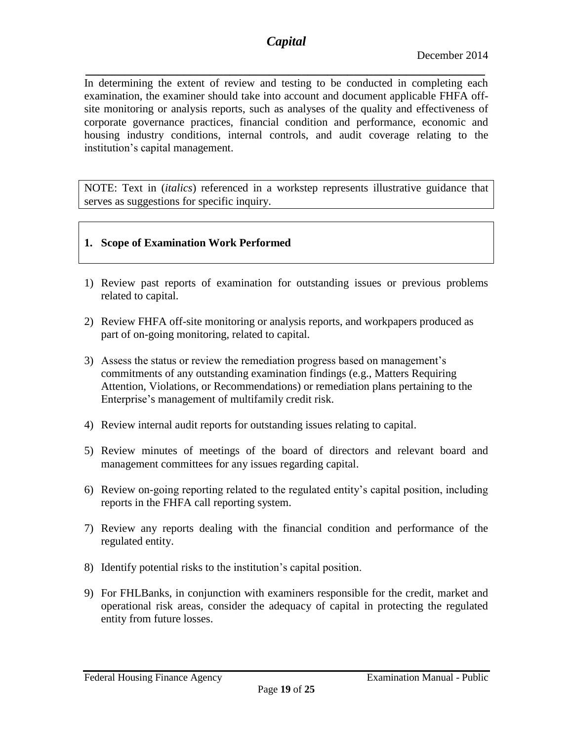In determining the extent of review and testing to be conducted in completing each examination, the examiner should take into account and document applicable FHFA off-site monitoring or analysis reports, such as analyses of the quality and effectiveness of corporate governance practices, financial condition and performance, economic and housing industry conditions, internal controls, and audit coverage relating to the institution's capital management.

NOTE: Text in (*italics*) referenced in a workstep represents illustrative guidance that serves as suggestions for specific inquiry.

**1. Scope of Examination Work Performed**

1) Review past reports of examination for outstanding issues or previous problems related to capital.

2) Review FHFA off-site monitoring or analysis reports, and workpapers produced as part of on-going monitoring, related to capital.

3) Assess the status or review the remediation progress based on management's commitments of any outstanding examination findings (e.g., Matters Requiring Attention, Violations, or Recommendations) or remediation plans pertaining to the Enterprise's management of multifamily credit risk.

4) Review internal audit reports for outstanding issues relating to capital.

5) Review minutes of meetings of the board of directors and relevant board and management committees for any issues regarding capital.

6) Review on-going reporting related to the regulated entity's capital position, including reports in the FHFA call reporting system.

7) Review any reports dealing with the financial condition and performance of the regulated entity.

8) Identify potential risks to the institution's capital position.

9) For FHLBanks, in conjunction with examiners responsible for the credit, market and operational risk areas, consider the adequacy of capital in protecting the regulated entity from future losses.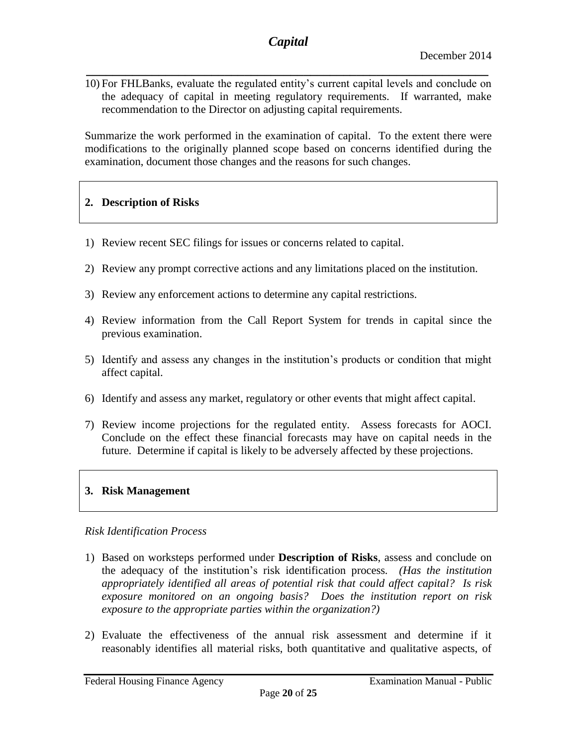10) For FHLBanks, evaluate the regulated entity's current capital levels and conclude on the adequacy of capital in meeting regulatory requirements. If warranted, make recommendation to the Director on adjusting capital requirements.

Summarize the work performed in the examination of capital. To the extent there were modifications to the originally planned scope based on concerns identified during the examination, document those changes and the reasons for such changes.

## 2. Description of Risks

1) Review recent SEC filings for issues or concerns related to capital.

2) Review any prompt corrective actions and any limitations placed on the institution.

3) Review any enforcement actions to determine any capital restrictions.

4) Review information from the Call Report System for trends in capital since the previous examination.

5) Identify and assess any changes in the institution's products or condition that might affect capital.

6) Identify and assess any market, regulatory or other events that might affect capital.

7) Review income projections for the regulated entity. Assess forecasts for AOCI. Conclude on the effect these financial forecasts may have on capital needs in the future. Determine if capital is likely to be adversely affected by these projections.

## 3. Risk Management

*Risk Identification Process*

1) Based on worksteps performed under **Description of Risks**, assess and conclude on the adequacy of the institution's risk identification process. *(Has the institution appropriately identified all areas of potential risk that could affect capital? Is risk exposure monitored on an ongoing basis? Does the institution report on risk exposure to the appropriate parties within the organization?)*

2) Evaluate the effectiveness of the annual risk assessment and determine if it reasonably identifies all material risks, both quantitative and qualitative aspects, of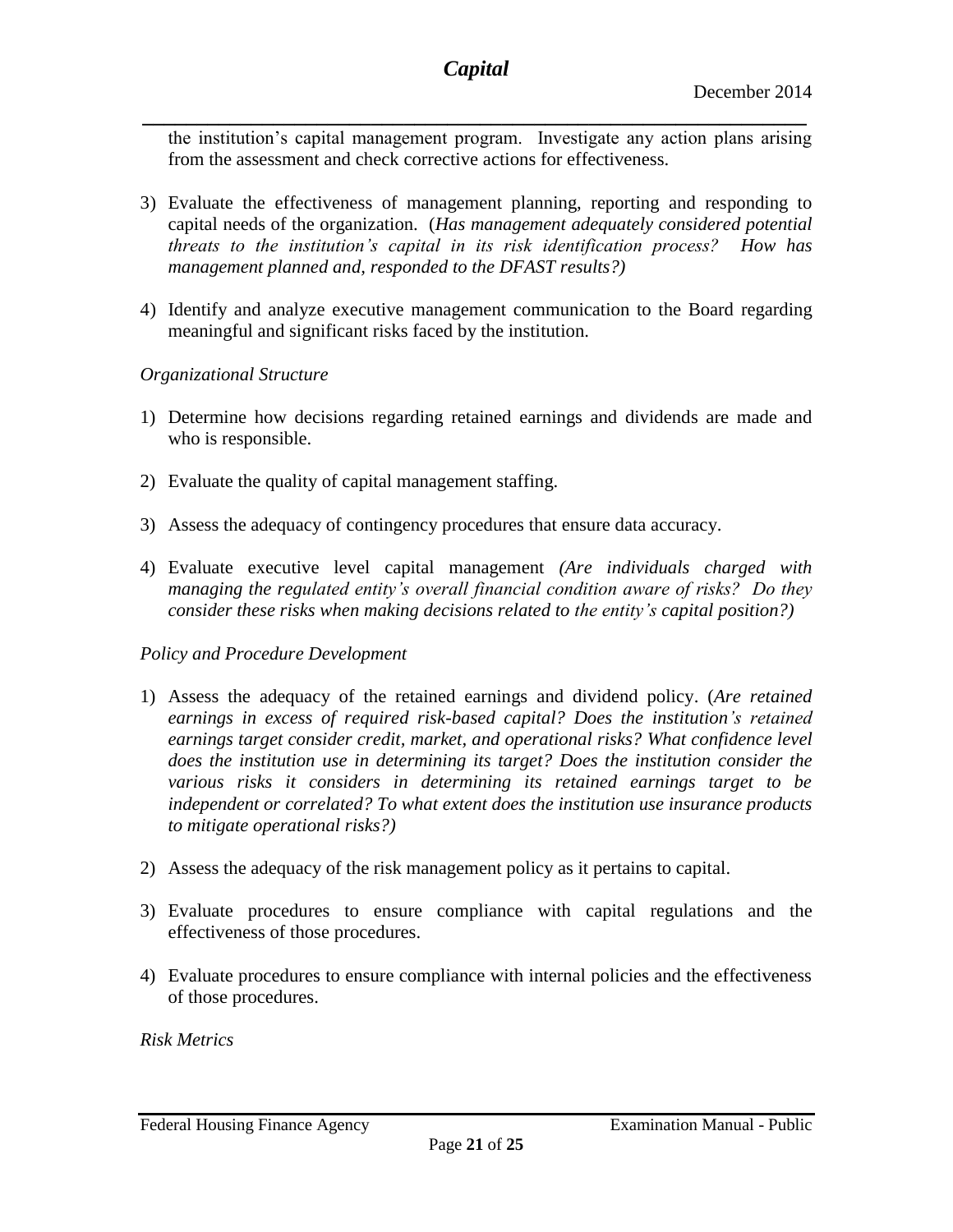the institution's capital management program. Investigate any action plans arising from the assessment and check corrective actions for effectiveness.

3) Evaluate the effectiveness of management planning, reporting and responding to capital needs of the organization. (*Has management adequately considered potential threats to the institution's capital in its risk identification process? How has management planned and, responded to the DFAST results?)*

4) Identify and analyze executive management communication to the Board regarding meaningful and significant risks faced by the institution.

*Organizational Structure*

1) Determine how decisions regarding retained earnings and dividends are made and who is responsible.

2) Evaluate the quality of capital management staffing.

3) Assess the adequacy of contingency procedures that ensure data accuracy.

4) Evaluate executive level capital management *(Are individuals charged with managing the regulated entity's overall financial condition aware of risks? Do they consider these risks when making decisions related to the entity's capital position?)*

*Policy and Procedure Development*

1) Assess the adequacy of the retained earnings and dividend policy. (*Are retained earnings in excess of required risk-based capital? Does the institution's retained earnings target consider credit, market, and operational risks? What confidence level does the institution use in determining its target? Does the institution consider the various risks it considers in determining its retained earnings target to be independent or correlated? To what extent does the institution use insurance products to mitigate operational risks?)*

2) Assess the adequacy of the risk management policy as it pertains to capital.

3) Evaluate procedures to ensure compliance with capital regulations and the effectiveness of those procedures.

4) Evaluate procedures to ensure compliance with internal policies and the effectiveness of those procedures.

*Risk Metrics*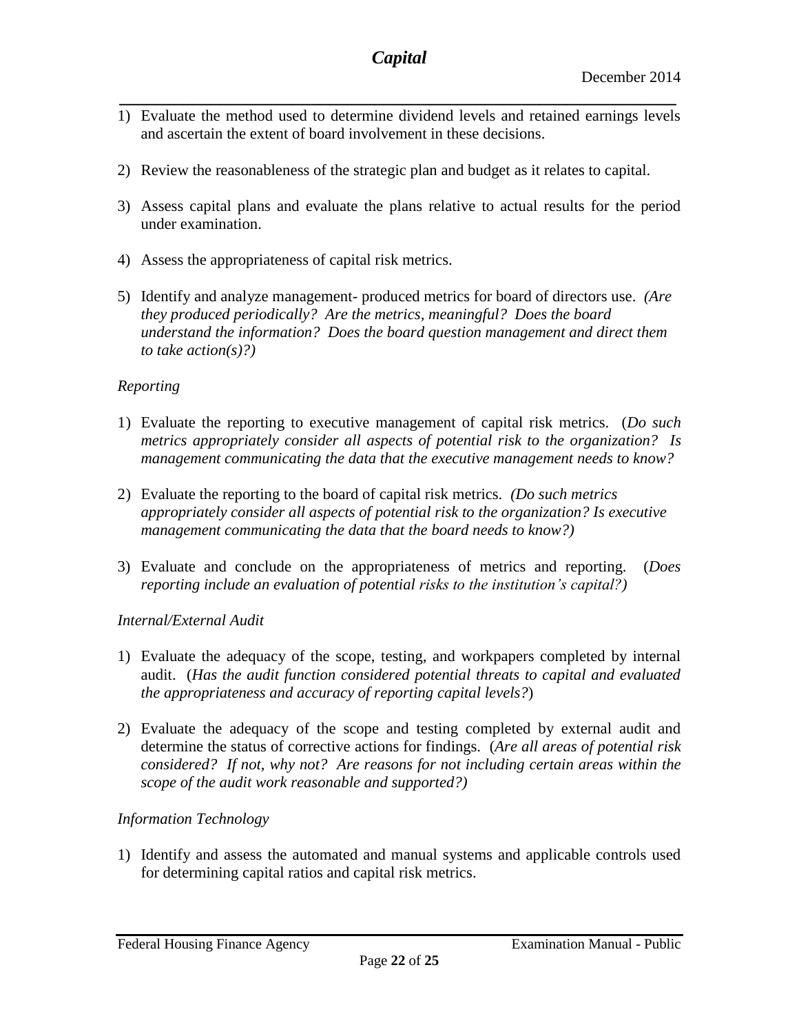1) Evaluate the method used to determine dividend levels and retained earnings levels and ascertain the extent of board involvement in these decisions.

2) Review the reasonableness of the strategic plan and budget as it relates to capital.

3) Assess capital plans and evaluate the plans relative to actual results for the period under examination.

4) Assess the appropriateness of capital risk metrics.

5) Identify and analyze management- produced metrics for board of directors use. *(Are they produced periodically? Are the metrics, meaningful? Does the board understand the information? Does the board question management and direct them to take action(s)?)*

*Reporting*

1) Evaluate the reporting to executive management of capital risk metrics. (*Do such metrics appropriately consider all aspects of potential risk to the organization? Is management communicating the data that the executive management needs to know?*

2) Evaluate the reporting to the board of capital risk metrics. *(Do such metrics appropriately consider all aspects of potential risk to the organization? Is executive management communicating the data that the board needs to know?)*

3) Evaluate and conclude on the appropriateness of metrics and reporting. (*Does reporting include an evaluation of potential risks to the institution's capital?)*

*Internal/External Audit*

1) Evaluate the adequacy of the scope, testing, and workpapers completed by internal audit. (*Has the audit function considered potential threats to capital and evaluated the appropriateness and accuracy of reporting capital levels?*)

2) Evaluate the adequacy of the scope and testing completed by external audit and determine the status of corrective actions for findings. (*Are all areas of potential risk considered? If not, why not? Are reasons for not including certain areas within the scope of the audit work reasonable and supported?)*

*Information Technology*

1) Identify and assess the automated and manual systems and applicable controls used for determining capital ratios and capital risk metrics.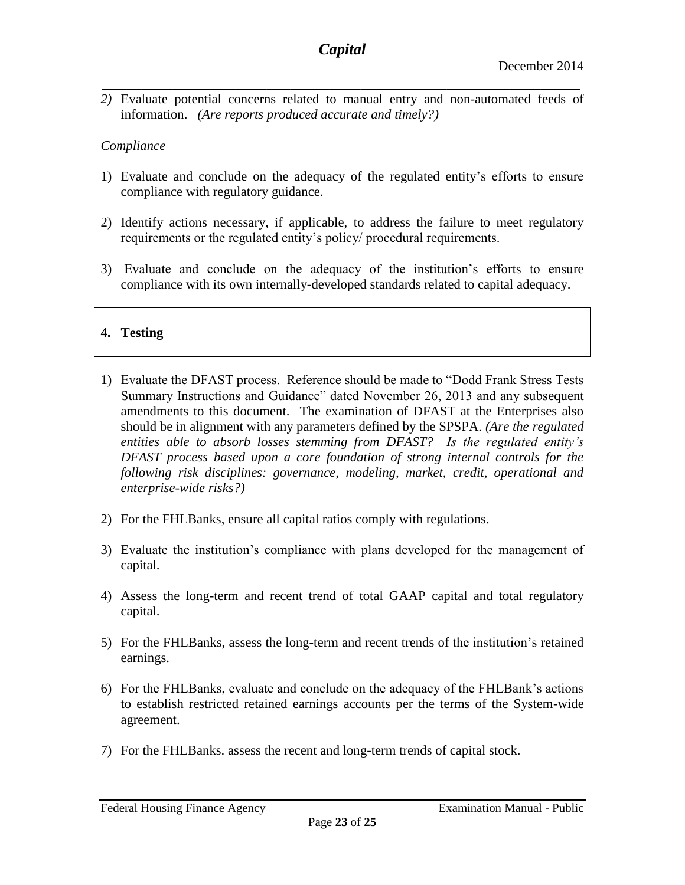*2)* Evaluate potential concerns related to manual entry and non-automated feeds of information. *(Are reports produced accurate and timely?)*

*Compliance*

1) Evaluate and conclude on the adequacy of the regulated entity's efforts to ensure compliance with regulatory guidance.

2) Identify actions necessary, if applicable, to address the failure to meet regulatory requirements or the regulated entity's policy/ procedural requirements.

3) Evaluate and conclude on the adequacy of the institution's efforts to ensure compliance with its own internally-developed standards related to capital adequacy.

## 4. Testing

1) Evaluate the DFAST process. Reference should be made to "Dodd Frank Stress Tests Summary Instructions and Guidance" dated November 26, 2013 and any subsequent amendments to this document. The examination of DFAST at the Enterprises also should be in alignment with any parameters defined by the SPSPA. *(Are the regulated entities able to absorb losses stemming from DFAST? Is the regulated entity's DFAST process based upon a core foundation of strong internal controls for the following risk disciplines: governance, modeling, market, credit, operational and enterprise-wide risks?)*

2) For the FHLBanks, ensure all capital ratios comply with regulations.

3) Evaluate the institution's compliance with plans developed for the management of capital.

4) Assess the long-term and recent trend of total GAAP capital and total regulatory capital.

5) For the FHLBanks, assess the long-term and recent trends of the institution's retained earnings.

6) For the FHLBanks, evaluate and conclude on the adequacy of the FHLBank's actions to establish restricted retained earnings accounts per the terms of the System-wide agreement.

7) For the FHLBanks. assess the recent and long-term trends of capital stock.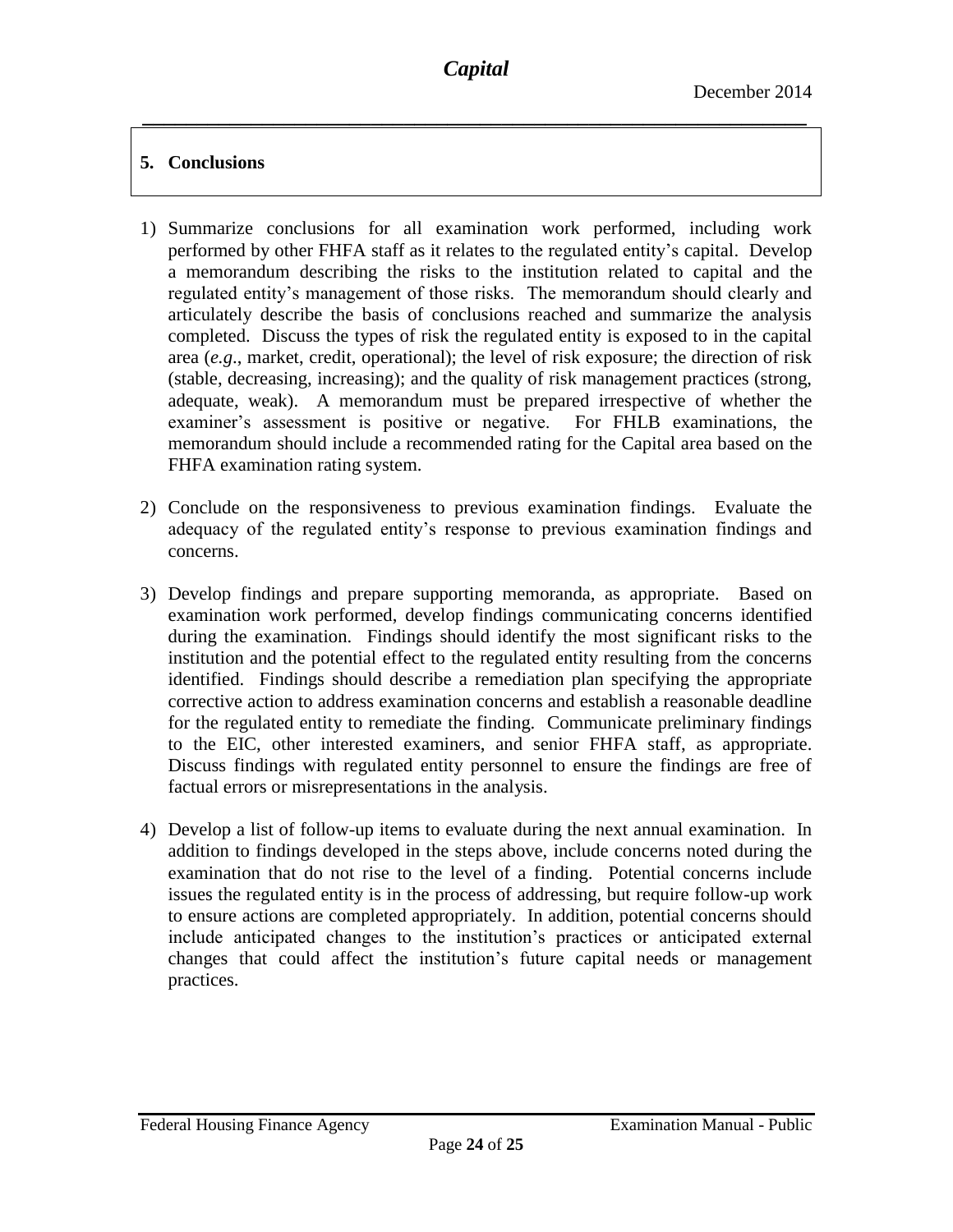## 5. Conclusions

1) Summarize conclusions for all examination work performed, including work performed by other FHFA staff as it relates to the regulated entity's capital. Develop a memorandum describing the risks to the institution related to capital and the regulated entity's management of those risks. The memorandum should clearly and articulately describe the basis of conclusions reached and summarize the analysis completed. Discuss the types of risk the regulated entity is exposed to in the capital area (*e.g*., market, credit, operational); the level of risk exposure; the direction of risk (stable, decreasing, increasing); and the quality of risk management practices (strong, adequate, weak). A memorandum must be prepared irrespective of whether the examiner's assessment is positive or negative. For FHLB examinations, the memorandum should include a recommended rating for the Capital area based on the FHFA examination rating system.

2) Conclude on the responsiveness to previous examination findings. Evaluate the adequacy of the regulated entity's response to previous examination findings and concerns.

3) Develop findings and prepare supporting memoranda, as appropriate. Based on examination work performed, develop findings communicating concerns identified during the examination. Findings should identify the most significant risks to the institution and the potential effect to the regulated entity resulting from the concerns identified. Findings should describe a remediation plan specifying the appropriate corrective action to address examination concerns and establish a reasonable deadline for the regulated entity to remediate the finding. Communicate preliminary findings to the EIC, other interested examiners, and senior FHFA staff, as appropriate. Discuss findings with regulated entity personnel to ensure the findings are free of factual errors or misrepresentations in the analysis.

4) Develop a list of follow-up items to evaluate during the next annual examination. In addition to findings developed in the steps above, include concerns noted during the examination that do not rise to the level of a finding. Potential concerns include issues the regulated entity is in the process of addressing, but require follow-up work to ensure actions are completed appropriately. In addition, potential concerns should include anticipated changes to the institution's practices or anticipated external changes that could affect the institution's future capital needs or management practices.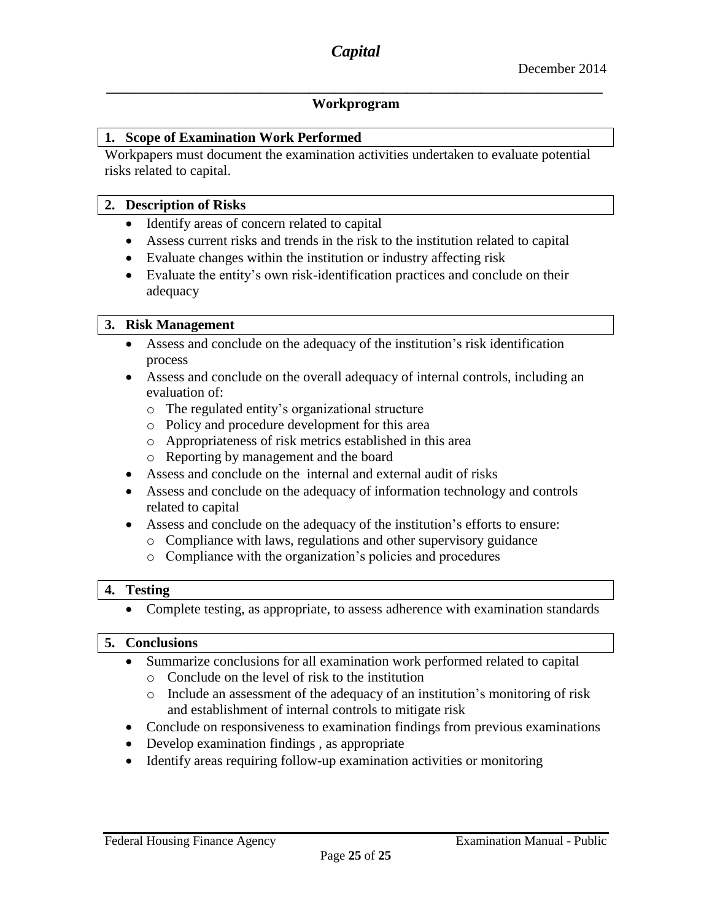## Workprogram

### 1. Scope of Examination Work Performed

Workpapers must document the examination activities undertaken to evaluate potential risks related to capital.

### 2. Description of Risks

- Identify areas of concern related to capital
- Assess current risks and trends in the risk to the institution related to capital
- Evaluate changes within the institution or industry affecting risk
- Evaluate the entity's own risk-identification practices and conclude on their adequacy

### 3. Risk Management

- Assess and conclude on the adequacy of the institution's risk identification process
- Assess and conclude on the overall adequacy of internal controls, including an evaluation of:
  - The regulated entity's organizational structure
  - Policy and procedure development for this area
  - Appropriateness of risk metrics established in this area
  - Reporting by management and the board
- Assess and conclude on the internal and external audit of risks
- Assess and conclude on the adequacy of information technology and controls related to capital
- Assess and conclude on the adequacy of the institution's efforts to ensure:
  - Compliance with laws, regulations and other supervisory guidance
  - Compliance with the organization's policies and procedures

### 4. Testing

- Complete testing, as appropriate, to assess adherence with examination standards

### 5. Conclusions

- Summarize conclusions for all examination work performed related to capital
  - Conclude on the level of risk to the institution
  - Include an assessment of the adequacy of an institution's monitoring of risk and establishment of internal controls to mitigate risk
- Conclude on responsiveness to examination findings from previous examinations
- Develop examination findings , as appropriate
- Identify areas requiring follow-up examination activities or monitoring